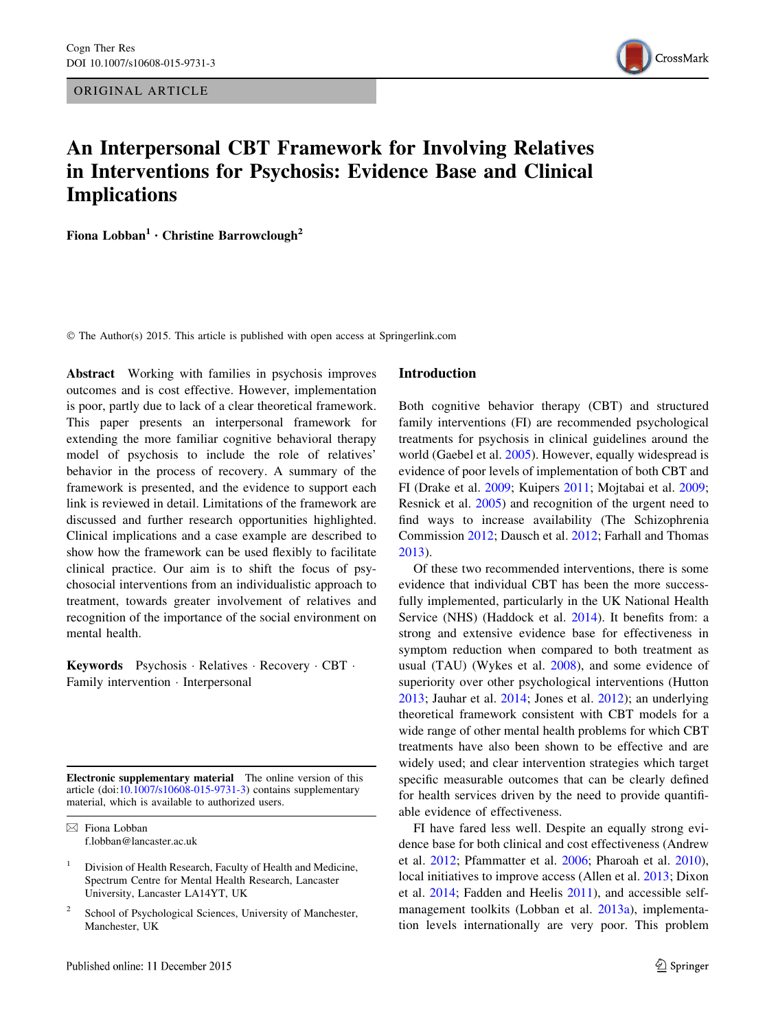ORIGINAL ARTICLE

# An Interpersonal CBT Framework for Involving Relatives in Interventions for Psychosis: Evidence Base and Clinical Implications

**Fiona Lobban[1] · Christine Barrowclough[2]**

© The Author(s) 2015. This article is published with open access at Springerlink.com

**Abstract** Working with families in psychosis improves outcomes and is cost effective. However, implementation is poor, partly due to lack of a clear theoretical framework. This paper presents an interpersonal framework for extending the more familiar cognitive behavioral therapy model of psychosis to include the role of relatives' behavior in the process of recovery. A summary of the framework is presented, and the evidence to support each link is reviewed in detail. Limitations of the framework are discussed and further research opportunities highlighted. Clinical implications and a case example are described to show how the framework can be used flexibly to facilitate clinical practice. Our aim is to shift the focus of psychosocial interventions from an individualistic approach to treatment, towards greater involvement of relatives and recognition of the importance of the social environment on mental health.

**Keywords** Psychosis · Relatives · Recovery · CBT · Family intervention · Interpersonal

**Electronic supplementary material** The online version of this article (doi:10.1007/s10608-015-9731-3) contains supplementary material, which is available to authorized users.

✉ Fiona Lobban
f.lobban@lancaster.ac.uk

[1] Division of Health Research, Faculty of Health and Medicine, Spectrum Centre for Mental Health Research, Lancaster University, Lancaster LA14YT, UK

[2] School of Psychological Sciences, University of Manchester, Manchester, UK

## Introduction

Both cognitive behavior therapy (CBT) and structured family interventions (FI) are recommended psychological treatments for psychosis in clinical guidelines around the world (Gaebel et al. 2005). However, equally widespread is evidence of poor levels of implementation of both CBT and FI (Drake et al. 2009; Kuipers 2011; Mojtabai et al. 2009; Resnick et al. 2005) and recognition of the urgent need to find ways to increase availability (The Schizophrenia Commission 2012; Dausch et al. 2012; Farhall and Thomas 2013).

Of these two recommended interventions, there is some evidence that individual CBT has been the more successfully implemented, particularly in the UK National Health Service (NHS) (Haddock et al. 2014). It benefits from: a strong and extensive evidence base for effectiveness in symptom reduction when compared to both treatment as usual (TAU) (Wykes et al. 2008), and some evidence of superiority over other psychological interventions (Hutton 2013; Jauhar et al. 2014; Jones et al. 2012); an underlying theoretical framework consistent with CBT models for a wide range of other mental health problems for which CBT treatments have also been shown to be effective and are widely used; and clear intervention strategies which target specific measurable outcomes that can be clearly defined for health services driven by the need to provide quantifiable evidence of effectiveness.

FI have fared less well. Despite an equally strong evidence base for both clinical and cost effectiveness (Andrew et al. 2012; Pfammatter et al. 2006; Pharoah et al. 2010), local initiatives to improve access (Allen et al. 2013; Dixon et al. 2014; Fadden and Heelis 2011), and accessible self-management toolkits (Lobban et al. 2013a), implementation levels internationally are very poor. This problem

Published online: 11 December 2015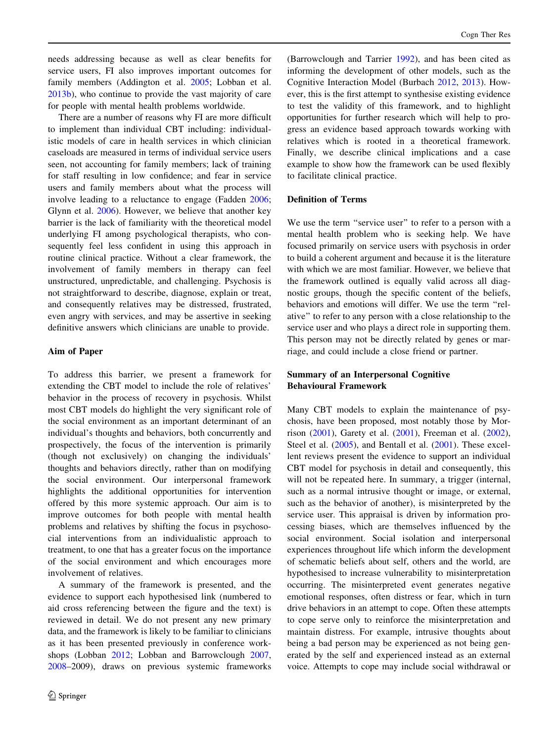needs addressing because as well as clear benefits for service users, FI also improves important outcomes for family members (Addington et al. 2005; Lobban et al. 2013b), who continue to provide the vast majority of care for people with mental health problems worldwide.

There are a number of reasons why FI are more difficult to implement than individual CBT including: individualistic models of care in health services in which clinician caseloads are measured in terms of individual service users seen, not accounting for family members; lack of training for staff resulting in low confidence; and fear in service users and family members about what the process will involve leading to a reluctance to engage (Fadden 2006; Glynn et al. 2006). However, we believe that another key barrier is the lack of familiarity with the theoretical model underlying FI among psychological therapists, who consequently feel less confident in using this approach in routine clinical practice. Without a clear framework, the involvement of family members in therapy can feel unstructured, unpredictable, and challenging. Psychosis is not straightforward to describe, diagnose, explain or treat, and consequently relatives may be distressed, frustrated, even angry with services, and may be assertive in seeking definitive answers which clinicians are unable to provide.

## Aim of Paper

To address this barrier, we present a framework for extending the CBT model to include the role of relatives' behavior in the process of recovery in psychosis. Whilst most CBT models do highlight the very significant role of the social environment as an important determinant of an individual's thoughts and behaviors, both concurrently and prospectively, the focus of the intervention is primarily (though not exclusively) on changing the individuals' thoughts and behaviors directly, rather than on modifying the social environment. Our interpersonal framework highlights the additional opportunities for intervention offered by this more systemic approach. Our aim is to improve outcomes for both people with mental health problems and relatives by shifting the focus in psychosocial interventions from an individualistic approach to treatment, to one that has a greater focus on the importance of the social environment and which encourages more involvement of relatives.

A summary of the framework is presented, and the evidence to support each hypothesised link (numbered to aid cross referencing between the figure and the text) is reviewed in detail. We do not present any new primary data, and the framework is likely to be familiar to clinicians as it has been presented previously in conference workshops (Lobban 2012; Lobban and Barrowclough 2007, 2008–2009), draws on previous systemic frameworks (Barrowclough and Tarrier 1992), and has been cited as informing the development of other models, such as the Cognitive Interaction Model (Burbach 2012, 2013). However, this is the first attempt to synthesise existing evidence to test the validity of this framework, and to highlight opportunities for further research which will help to progress an evidence based approach towards working with relatives which is rooted in a theoretical framework. Finally, we describe clinical implications and a case example to show how the framework can be used flexibly to facilitate clinical practice.

## Definition of Terms

We use the term "service user" to refer to a person with a mental health problem who is seeking help. We have focused primarily on service users with psychosis in order to build a coherent argument and because it is the literature with which we are most familiar. However, we believe that the framework outlined is equally valid across all diagnostic groups, though the specific content of the beliefs, behaviors and emotions will differ. We use the term "relative" to refer to any person with a close relationship to the service user and who plays a direct role in supporting them. This person may not be directly related by genes or marriage, and could include a close friend or partner.

## Summary of an Interpersonal Cognitive Behavioural Framework

Many CBT models to explain the maintenance of psychosis, have been proposed, most notably those by Morrison (2001), Garety et al. (2001), Freeman et al. (2002), Steel et al. (2005), and Bentall et al. (2001). These excellent reviews present the evidence to support an individual CBT model for psychosis in detail and consequently, this will not be repeated here. In summary, a trigger (internal, such as a normal intrusive thought or image, or external, such as the behavior of another), is misinterpreted by the service user. This appraisal is driven by information processing biases, which are themselves influenced by the social environment. Social isolation and interpersonal experiences throughout life which inform the development of schematic beliefs about self, others and the world, are hypothesised to increase vulnerability to misinterpretation occurring. The misinterpreted event generates negative emotional responses, often distress or fear, which in turn drive behaviors in an attempt to cope. Often these attempts to cope serve only to reinforce the misinterpretation and maintain distress. For example, intrusive thoughts about being a bad person may be experienced as not being generated by the self and experienced instead as an external voice. Attempts to cope may include social withdrawal or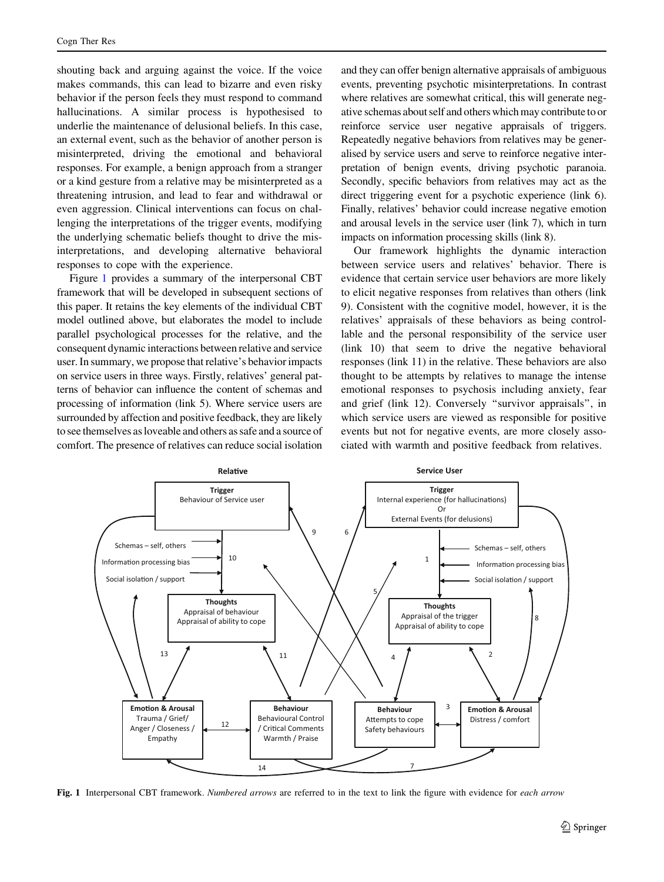shouting back and arguing against the voice. If the voice makes commands, this can lead to bizarre and even risky behavior if the person feels they must respond to command hallucinations. A similar process is hypothesised to underlie the maintenance of delusional beliefs. In this case, an external event, such as the behavior of another person is misinterpreted, driving the emotional and behavioral responses. For example, a benign approach from a stranger or a kind gesture from a relative may be misinterpreted as a threatening intrusion, and lead to fear and withdrawal or even aggression. Clinical interventions can focus on challenging the interpretations of the trigger events, modifying the underlying schematic beliefs thought to drive the misinterpretations, and developing alternative behavioral responses to cope with the experience.

Figure 1 provides a summary of the interpersonal CBT framework that will be developed in subsequent sections of this paper. It retains the key elements of the individual CBT model outlined above, but elaborates the model to include parallel psychological processes for the relative, and the consequent dynamic interactions between relative and service user. In summary, we propose that relative's behavior impacts on service users in three ways. Firstly, relatives' general patterns of behavior can influence the content of schemas and processing of information (link 5). Where service users are surrounded by affection and positive feedback, they are likely to see themselves as loveable and others as safe and a source of comfort. The presence of relatives can reduce social isolation and they can offer benign alternative appraisals of ambiguous events, preventing psychotic misinterpretations. In contrast where relatives are somewhat critical, this will generate negative schemas about self and others which may contribute to or reinforce service user negative appraisals of triggers. Repeatedly negative behaviors from relatives may be generalised by service users and serve to reinforce negative interpretation of benign events, driving psychotic paranoia. Secondly, specific behaviors from relatives may act as the direct triggering event for a psychotic experience (link 6). Finally, relatives' behavior could increase negative emotion and arousal levels in the service user (link 7), which in turn impacts on information processing skills (link 8).

Our framework highlights the dynamic interaction between service users and relatives' behavior. There is evidence that certain service user behaviors are more likely to elicit negative responses from relatives than others (link 9). Consistent with the cognitive model, however, it is the relatives' appraisals of these behaviors as being controllable and the personal responsibility of the service user (link 10) that seem to drive the negative behavioral responses (link 11) in the relative. These behaviors are also thought to be attempts by relatives to manage the intense emotional responses to psychosis including anxiety, fear and grief (link 12). Conversely "survivor appraisals", in which service users are viewed as responsible for positive events but not for negative events, are more closely associated with warmth and positive feedback from relatives.

**Fig. 1** Interpersonal CBT framework. *Numbered arrows* are referred to in the text to link the figure with evidence for *each arrow*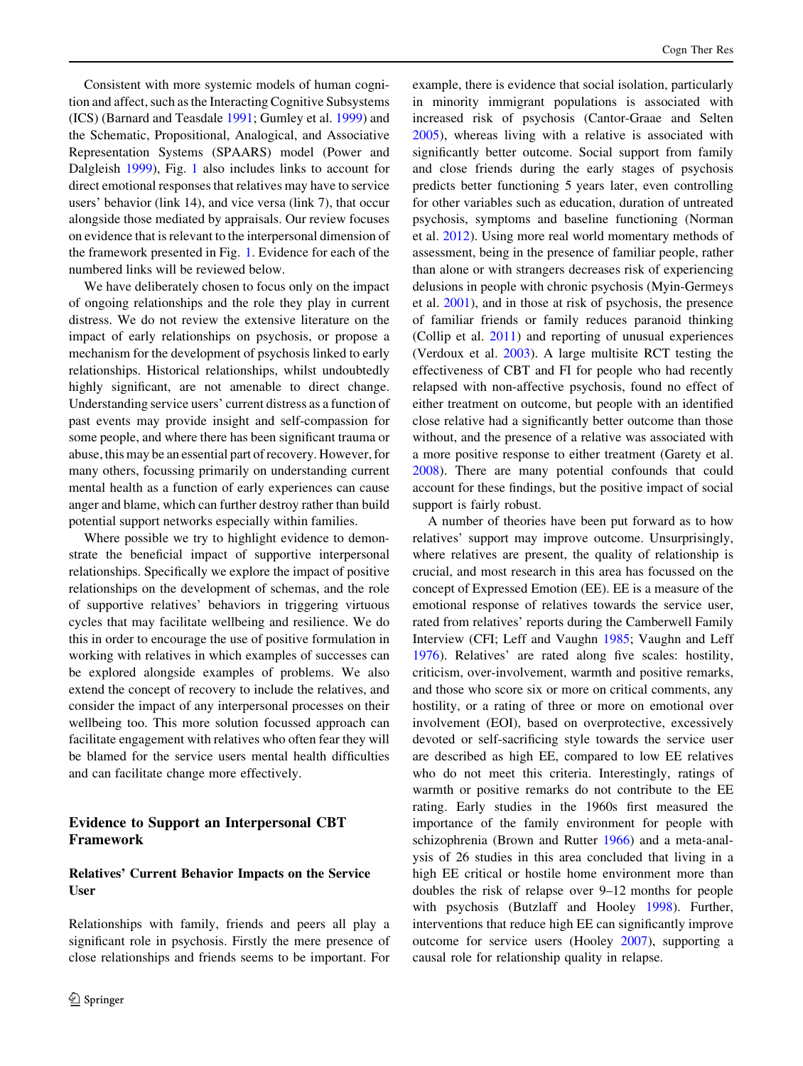Consistent with more systemic models of human cognition and affect, such as the Interacting Cognitive Subsystems (ICS) (Barnard and Teasdale 1991; Gumley et al. 1999) and the Schematic, Propositional, Analogical, and Associative Representation Systems (SPAARS) model (Power and Dalgleish 1999), Fig. 1 also includes links to account for direct emotional responses that relatives may have to service users' behavior (link 14), and vice versa (link 7), that occur alongside those mediated by appraisals. Our review focuses on evidence that is relevant to the interpersonal dimension of the framework presented in Fig. 1. Evidence for each of the numbered links will be reviewed below.

We have deliberately chosen to focus only on the impact of ongoing relationships and the role they play in current distress. We do not review the extensive literature on the impact of early relationships on psychosis, or propose a mechanism for the development of psychosis linked to early relationships. Historical relationships, whilst undoubtedly highly significant, are not amenable to direct change. Understanding service users' current distress as a function of past events may provide insight and self-compassion for some people, and where there has been significant trauma or abuse, this may be an essential part of recovery. However, for many others, focussing primarily on understanding current mental health as a function of early experiences can cause anger and blame, which can further destroy rather than build potential support networks especially within families.

Where possible we try to highlight evidence to demonstrate the beneficial impact of supportive interpersonal relationships. Specifically we explore the impact of positive relationships on the development of schemas, and the role of supportive relatives' behaviors in triggering virtuous cycles that may facilitate wellbeing and resilience. We do this in order to encourage the use of positive formulation in working with relatives in which examples of successes can be explored alongside examples of problems. We also extend the concept of recovery to include the relatives, and consider the impact of any interpersonal processes on their wellbeing too. This more solution focussed approach can facilitate engagement with relatives who often fear they will be blamed for the service users mental health difficulties and can facilitate change more effectively.

## Evidence to Support an Interpersonal CBT Framework

### Relatives' Current Behavior Impacts on the Service User

Relationships with family, friends and peers all play a significant role in psychosis. Firstly the mere presence of close relationships and friends seems to be important. For example, there is evidence that social isolation, particularly in minority immigrant populations is associated with increased risk of psychosis (Cantor-Graae and Selten 2005), whereas living with a relative is associated with significantly better outcome. Social support from family and close friends during the early stages of psychosis predicts better functioning 5 years later, even controlling for other variables such as education, duration of untreated psychosis, symptoms and baseline functioning (Norman et al. 2012). Using more real world momentary methods of assessment, being in the presence of familiar people, rather than alone or with strangers decreases risk of experiencing delusions in people with chronic psychosis (Myin-Germeys et al. 2001), and in those at risk of psychosis, the presence of familiar friends or family reduces paranoid thinking (Collip et al. 2011) and reporting of unusual experiences (Verdoux et al. 2003). A large multisite RCT testing the effectiveness of CBT and FI for people who had recently relapsed with non-affective psychosis, found no effect of either treatment on outcome, but people with an identified close relative had a significantly better outcome than those without, and the presence of a relative was associated with a more positive response to either treatment (Garety et al. 2008). There are many potential confounds that could account for these findings, but the positive impact of social support is fairly robust.

A number of theories have been put forward as to how relatives' support may improve outcome. Unsurprisingly, where relatives are present, the quality of relationship is crucial, and most research in this area has focussed on the concept of Expressed Emotion (EE). EE is a measure of the emotional response of relatives towards the service user, rated from relatives' reports during the Camberwell Family Interview (CFI; Leff and Vaughn 1985; Vaughn and Leff 1976). Relatives' are rated along five scales: hostility, criticism, over-involvement, warmth and positive remarks, and those who score six or more on critical comments, any hostility, or a rating of three or more on emotional over involvement (EOI), based on overprotective, excessively devoted or self-sacrificing style towards the service user are described as high EE, compared to low EE relatives who do not meet this criteria. Interestingly, ratings of warmth or positive remarks do not contribute to the EE rating. Early studies in the 1960s first measured the importance of the family environment for people with schizophrenia (Brown and Rutter 1966) and a meta-analysis of 26 studies in this area concluded that living in a high EE critical or hostile home environment more than doubles the risk of relapse over 9–12 months for people with psychosis (Butzlaff and Hooley 1998). Further, interventions that reduce high EE can significantly improve outcome for service users (Hooley 2007), supporting a causal role for relationship quality in relapse.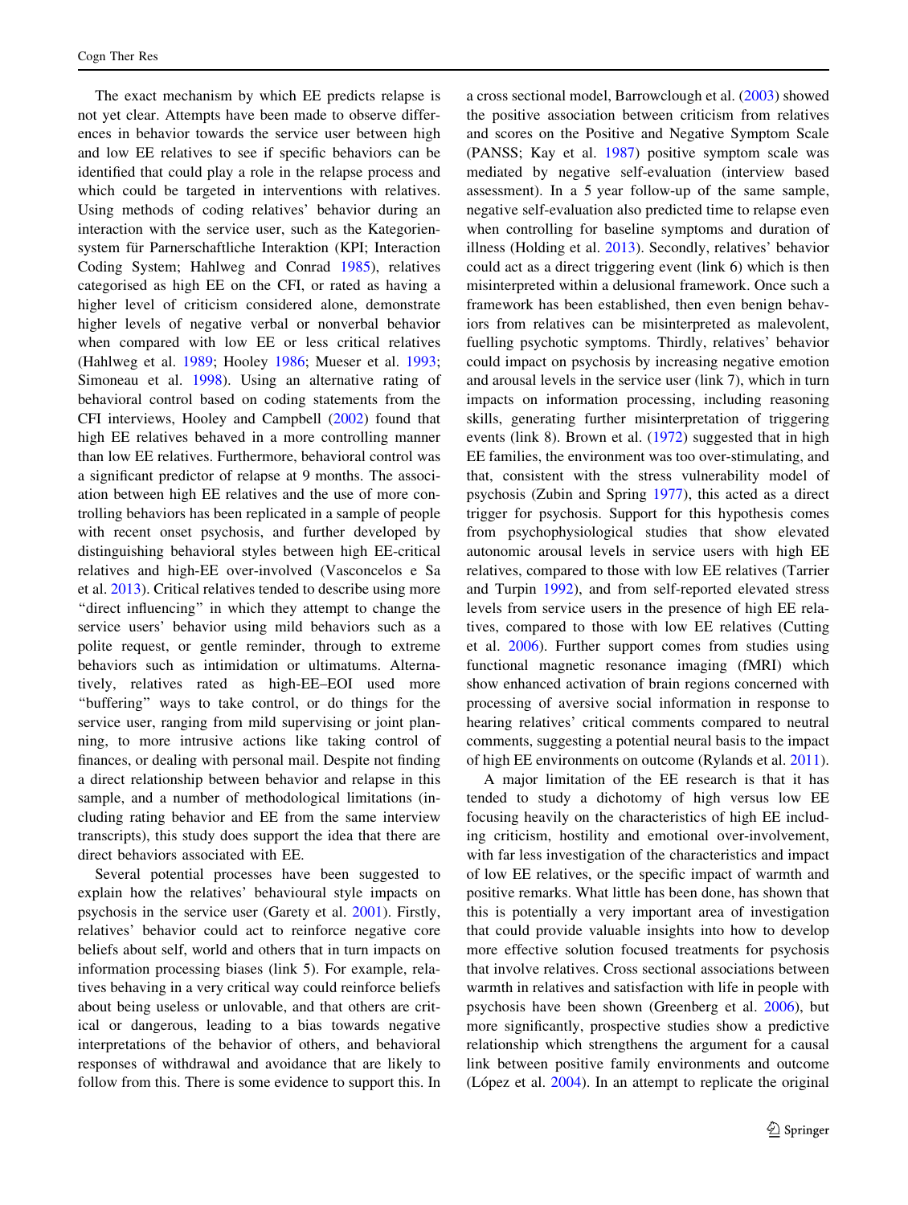The exact mechanism by which EE predicts relapse is not yet clear. Attempts have been made to observe differences in behavior towards the service user between high and low EE relatives to see if specific behaviors can be identified that could play a role in the relapse process and which could be targeted in interventions with relatives. Using methods of coding relatives' behavior during an interaction with the service user, such as the Kategoriensystem für Parnerschaftliche Interaktion (KPI; Interaction Coding System; Hahlweg and Conrad 1985), relatives categorised as high EE on the CFI, or rated as having a higher level of criticism considered alone, demonstrate higher levels of negative verbal or nonverbal behavior when compared with low EE or less critical relatives (Hahlweg et al. 1989; Hooley 1986; Mueser et al. 1993; Simoneau et al. 1998). Using an alternative rating of behavioral control based on coding statements from the CFI interviews, Hooley and Campbell (2002) found that high EE relatives behaved in a more controlling manner than low EE relatives. Furthermore, behavioral control was a significant predictor of relapse at 9 months. The association between high EE relatives and the use of more controlling behaviors has been replicated in a sample of people with recent onset psychosis, and further developed by distinguishing behavioral styles between high EE-critical relatives and high-EE over-involved (Vasconcelos e Sa et al. 2013). Critical relatives tended to describe using more "direct influencing" in which they attempt to change the service users' behavior using mild behaviors such as a polite request, or gentle reminder, through to extreme behaviors such as intimidation or ultimatums. Alternatively, relatives rated as high-EE–EOI used more "buffering" ways to take control, or do things for the service user, ranging from mild supervising or joint planning, to more intrusive actions like taking control of finances, or dealing with personal mail. Despite not finding a direct relationship between behavior and relapse in this sample, and a number of methodological limitations (including rating behavior and EE from the same interview transcripts), this study does support the idea that there are direct behaviors associated with EE.

Several potential processes have been suggested to explain how the relatives' behavioural style impacts on psychosis in the service user (Garety et al. 2001). Firstly, relatives' behavior could act to reinforce negative core beliefs about self, world and others that in turn impacts on information processing biases (link 5). For example, relatives behaving in a very critical way could reinforce beliefs about being useless or unlovable, and that others are critical or dangerous, leading to a bias towards negative interpretations of the behavior of others, and behavioral responses of withdrawal and avoidance that are likely to follow from this. There is some evidence to support this. In a cross sectional model, Barrowclough et al. (2003) showed the positive association between criticism from relatives and scores on the Positive and Negative Symptom Scale (PANSS; Kay et al. 1987) positive symptom scale was mediated by negative self-evaluation (interview based assessment). In a 5 year follow-up of the same sample, negative self-evaluation also predicted time to relapse even when controlling for baseline symptoms and duration of illness (Holding et al. 2013). Secondly, relatives' behavior could act as a direct triggering event (link 6) which is then misinterpreted within a delusional framework. Once such a framework has been established, then even benign behaviors from relatives can be misinterpreted as malevolent, fuelling psychotic symptoms. Thirdly, relatives' behavior could impact on psychosis by increasing negative emotion and arousal levels in the service user (link 7), which in turn impacts on information processing, including reasoning skills, generating further misinterpretation of triggering events (link 8). Brown et al. (1972) suggested that in high EE families, the environment was too over-stimulating, and that, consistent with the stress vulnerability model of psychosis (Zubin and Spring 1977), this acted as a direct trigger for psychosis. Support for this hypothesis comes from psychophysiological studies that show elevated autonomic arousal levels in service users with high EE relatives, compared to those with low EE relatives (Tarrier and Turpin 1992), and from self-reported elevated stress levels from service users in the presence of high EE relatives, compared to those with low EE relatives (Cutting et al. 2006). Further support comes from studies using functional magnetic resonance imaging (fMRI) which show enhanced activation of brain regions concerned with processing of aversive social information in response to hearing relatives' critical comments compared to neutral comments, suggesting a potential neural basis to the impact of high EE environments on outcome (Rylands et al. 2011).

A major limitation of the EE research is that it has tended to study a dichotomy of high versus low EE focusing heavily on the characteristics of high EE including criticism, hostility and emotional over-involvement, with far less investigation of the characteristics and impact of low EE relatives, or the specific impact of warmth and positive remarks. What little has been done, has shown that this is potentially a very important area of investigation that could provide valuable insights into how to develop more effective solution focused treatments for psychosis that involve relatives. Cross sectional associations between warmth in relatives and satisfaction with life in people with psychosis have been shown (Greenberg et al. 2006), but more significantly, prospective studies show a predictive relationship which strengthens the argument for a causal link between positive family environments and outcome (López et al. 2004). In an attempt to replicate the original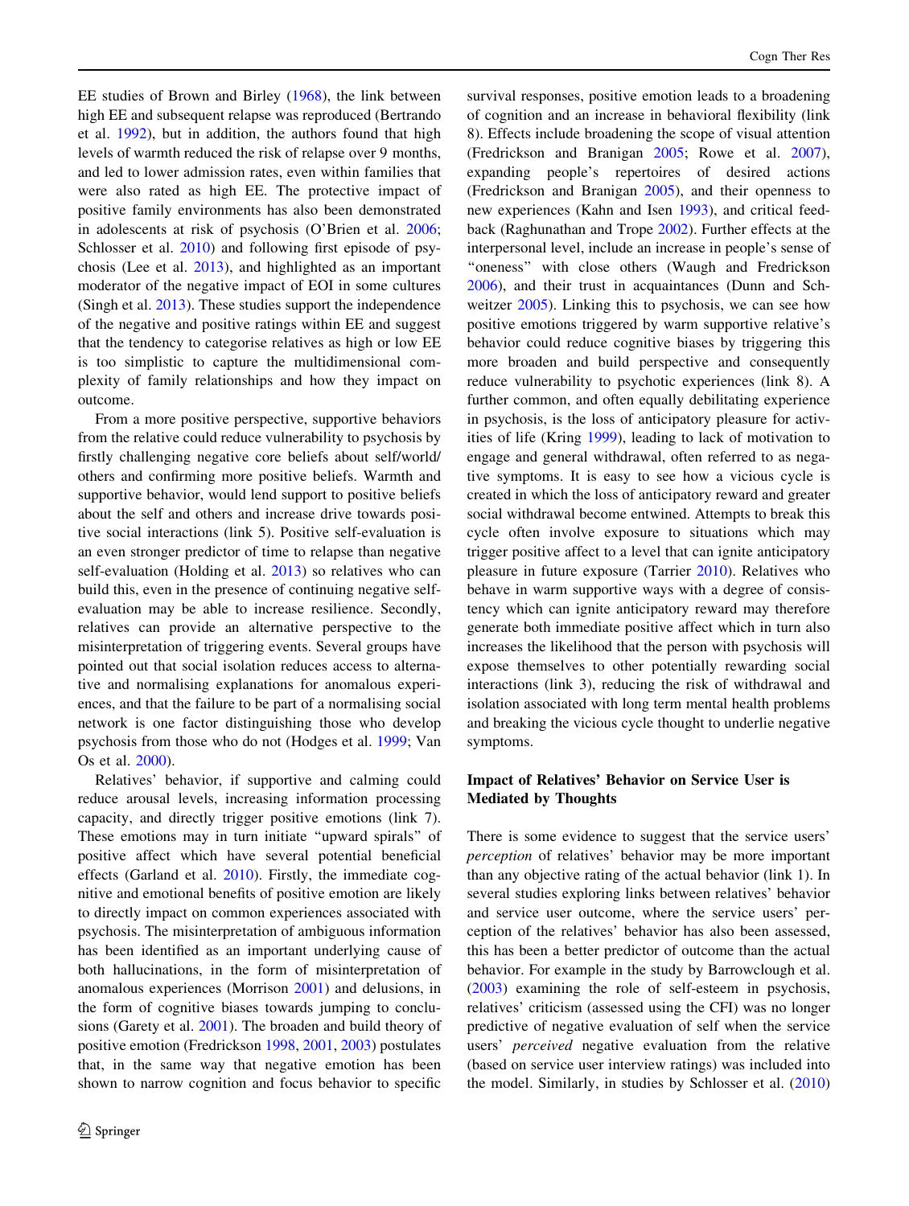EE studies of Brown and Birley (1968), the link between high EE and subsequent relapse was reproduced (Bertrando et al. 1992), but in addition, the authors found that high levels of warmth reduced the risk of relapse over 9 months, and led to lower admission rates, even within families that were also rated as high EE. The protective impact of positive family environments has also been demonstrated in adolescents at risk of psychosis (O'Brien et al. 2006; Schlosser et al. 2010) and following first episode of psychosis (Lee et al. 2013), and highlighted as an important moderator of the negative impact of EOI in some cultures (Singh et al. 2013). These studies support the independence of the negative and positive ratings within EE and suggest that the tendency to categorise relatives as high or low EE is too simplistic to capture the multidimensional complexity of family relationships and how they impact on outcome.

From a more positive perspective, supportive behaviors from the relative could reduce vulnerability to psychosis by firstly challenging negative core beliefs about self/world/others and confirming more positive beliefs. Warmth and supportive behavior, would lend support to positive beliefs about the self and others and increase drive towards positive social interactions (link 5). Positive self-evaluation is an even stronger predictor of time to relapse than negative self-evaluation (Holding et al. 2013) so relatives who can build this, even in the presence of continuing negative self-evaluation may be able to increase resilience. Secondly, relatives can provide an alternative perspective to the misinterpretation of triggering events. Several groups have pointed out that social isolation reduces access to alternative and normalising explanations for anomalous experiences, and that the failure to be part of a normalising social network is one factor distinguishing those who develop psychosis from those who do not (Hodges et al. 1999; Van Os et al. 2000).

Relatives' behavior, if supportive and calming could reduce arousal levels, increasing information processing capacity, and directly trigger positive emotions (link 7). These emotions may in turn initiate "upward spirals" of positive affect which have several potential beneficial effects (Garland et al. 2010). Firstly, the immediate cognitive and emotional benefits of positive emotion are likely to directly impact on common experiences associated with psychosis. The misinterpretation of ambiguous information has been identified as an important underlying cause of both hallucinations, in the form of misinterpretation of anomalous experiences (Morrison 2001) and delusions, in the form of cognitive biases towards jumping to conclusions (Garety et al. 2001). The broaden and build theory of positive emotion (Fredrickson 1998, 2001, 2003) postulates that, in the same way that negative emotion has been shown to narrow cognition and focus behavior to specific survival responses, positive emotion leads to a broadening of cognition and an increase in behavioral flexibility (link 8). Effects include broadening the scope of visual attention (Fredrickson and Branigan 2005; Rowe et al. 2007), expanding people's repertoires of desired actions (Fredrickson and Branigan 2005), and their openness to new experiences (Kahn and Isen 1993), and critical feedback (Raghunathan and Trope 2002). Further effects at the interpersonal level, include an increase in people's sense of "oneness" with close others (Waugh and Fredrickson 2006), and their trust in acquaintances (Dunn and Schweitzer 2005). Linking this to psychosis, we can see how positive emotions triggered by warm supportive relative's behavior could reduce cognitive biases by triggering this more broaden and build perspective and consequently reduce vulnerability to psychotic experiences (link 8). A further common, and often equally debilitating experience in psychosis, is the loss of anticipatory pleasure for activities of life (Kring 1999), leading to lack of motivation to engage and general withdrawal, often referred to as negative symptoms. It is easy to see how a vicious cycle is created in which the loss of anticipatory reward and greater social withdrawal become entwined. Attempts to break this cycle often involve exposure to situations which may trigger positive affect to a level that can ignite anticipatory pleasure in future exposure (Tarrier 2010). Relatives who behave in warm supportive ways with a degree of consistency which can ignite anticipatory reward may therefore generate both immediate positive affect which in turn also increases the likelihood that the person with psychosis will expose themselves to other potentially rewarding social interactions (link 3), reducing the risk of withdrawal and isolation associated with long term mental health problems and breaking the vicious cycle thought to underlie negative symptoms.

## Impact of Relatives' Behavior on Service User is Mediated by Thoughts

There is some evidence to suggest that the service users' *perception* of relatives' behavior may be more important than any objective rating of the actual behavior (link 1). In several studies exploring links between relatives' behavior and service user outcome, where the service users' perception of the relatives' behavior has also been assessed, this has been a better predictor of outcome than the actual behavior. For example in the study by Barrowclough et al. (2003) examining the role of self-esteem in psychosis, relatives' criticism (assessed using the CFI) was no longer predictive of negative evaluation of self when the service users' *perceived* negative evaluation from the relative (based on service user interview ratings) was included into the model. Similarly, in studies by Schlosser et al. (2010)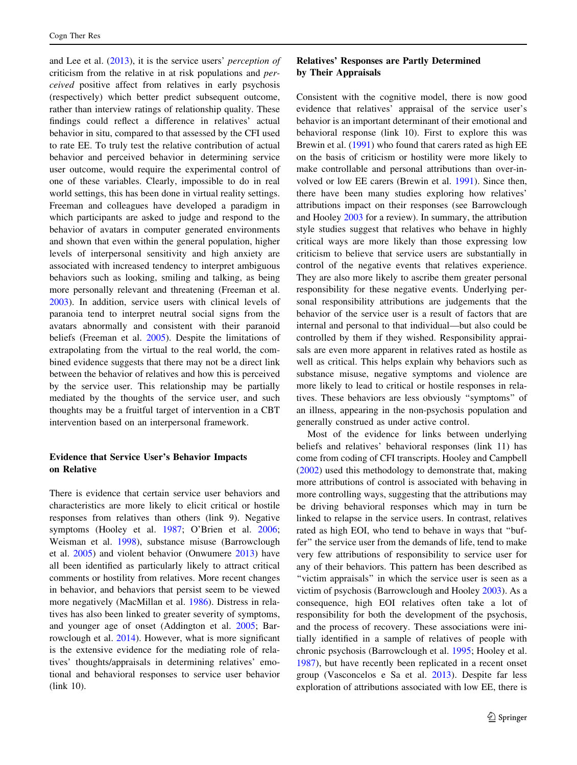and Lee et al. (2013), it is the service users' *perception of* criticism from the relative in at risk populations and *perceived* positive affect from relatives in early psychosis (respectively) which better predict subsequent outcome, rather than interview ratings of relationship quality. These findings could reflect a difference in relatives' actual behavior in situ, compared to that assessed by the CFI used to rate EE. To truly test the relative contribution of actual behavior and perceived behavior in determining service user outcome, would require the experimental control of one of these variables. Clearly, impossible to do in real world settings, this has been done in virtual reality settings. Freeman and colleagues have developed a paradigm in which participants are asked to judge and respond to the behavior of avatars in computer generated environments and shown that even within the general population, higher levels of interpersonal sensitivity and high anxiety are associated with increased tendency to interpret ambiguous behaviors such as looking, smiling and talking, as being more personally relevant and threatening (Freeman et al. 2003). In addition, service users with clinical levels of paranoia tend to interpret neutral social signs from the avatars abnormally and consistent with their paranoid beliefs (Freeman et al. 2005). Despite the limitations of extrapolating from the virtual to the real world, the combined evidence suggests that there may not be a direct link between the behavior of relatives and how this is perceived by the service user. This relationship may be partially mediated by the thoughts of the service user, and such thoughts may be a fruitful target of intervention in a CBT intervention based on an interpersonal framework.

### Evidence that Service User's Behavior Impacts on Relative

There is evidence that certain service user behaviors and characteristics are more likely to elicit critical or hostile responses from relatives than others (link 9). Negative symptoms (Hooley et al. 1987; O'Brien et al. 2006; Weisman et al. 1998), substance misuse (Barrowclough et al. 2005) and violent behavior (Onwumere 2013) have all been identified as particularly likely to attract critical comments or hostility from relatives. More recent changes in behavior, and behaviors that persist seem to be viewed more negatively (MacMillan et al. 1986). Distress in relatives has also been linked to greater severity of symptoms, and younger age of onset (Addington et al. 2005; Barrowclough et al. 2014). However, what is more significant is the extensive evidence for the mediating role of relatives' thoughts/appraisals in determining relatives' emotional and behavioral responses to service user behavior (link 10).

### Relatives' Responses are Partly Determined by Their Appraisals

Consistent with the cognitive model, there is now good evidence that relatives' appraisal of the service user's behavior is an important determinant of their emotional and behavioral response (link 10). First to explore this was Brewin et al. (1991) who found that carers rated as high EE on the basis of criticism or hostility were more likely to make controllable and personal attributions than over-involved or low EE carers (Brewin et al. 1991). Since then, there have been many studies exploring how relatives' attributions impact on their responses (see Barrowclough and Hooley 2003 for a review). In summary, the attribution style studies suggest that relatives who behave in highly critical ways are more likely than those expressing low criticism to believe that service users are substantially in control of the negative events that relatives experience. They are also more likely to ascribe them greater personal responsibility for these negative events. Underlying personal responsibility attributions are judgements that the behavior of the service user is a result of factors that are internal and personal to that individual—but also could be controlled by them if they wished. Responsibility appraisals are even more apparent in relatives rated as hostile as well as critical. This helps explain why behaviors such as substance misuse, negative symptoms and violence are more likely to lead to critical or hostile responses in relatives. These behaviors are less obviously "symptoms" of an illness, appearing in the non-psychosis population and generally construed as under active control.

Most of the evidence for links between underlying beliefs and relatives' behavioral responses (link 11) has come from coding of CFI transcripts. Hooley and Campbell (2002) used this methodology to demonstrate that, making more attributions of control is associated with behaving in more controlling ways, suggesting that the attributions may be driving behavioral responses which may in turn be linked to relapse in the service users. In contrast, relatives rated as high EOI, who tend to behave in ways that "buffer" the service user from the demands of life, tend to make very few attributions of responsibility to service user for any of their behaviors. This pattern has been described as "victim appraisals" in which the service user is seen as a victim of psychosis (Barrowclough and Hooley 2003). As a consequence, high EOI relatives often take a lot of responsibility for both the development of the psychosis, and the process of recovery. These associations were initially identified in a sample of relatives of people with chronic psychosis (Barrowclough et al. 1995; Hooley et al. 1987), but have recently been replicated in a recent onset group (Vasconcelos e Sa et al. 2013). Despite far less exploration of attributions associated with low EE, there is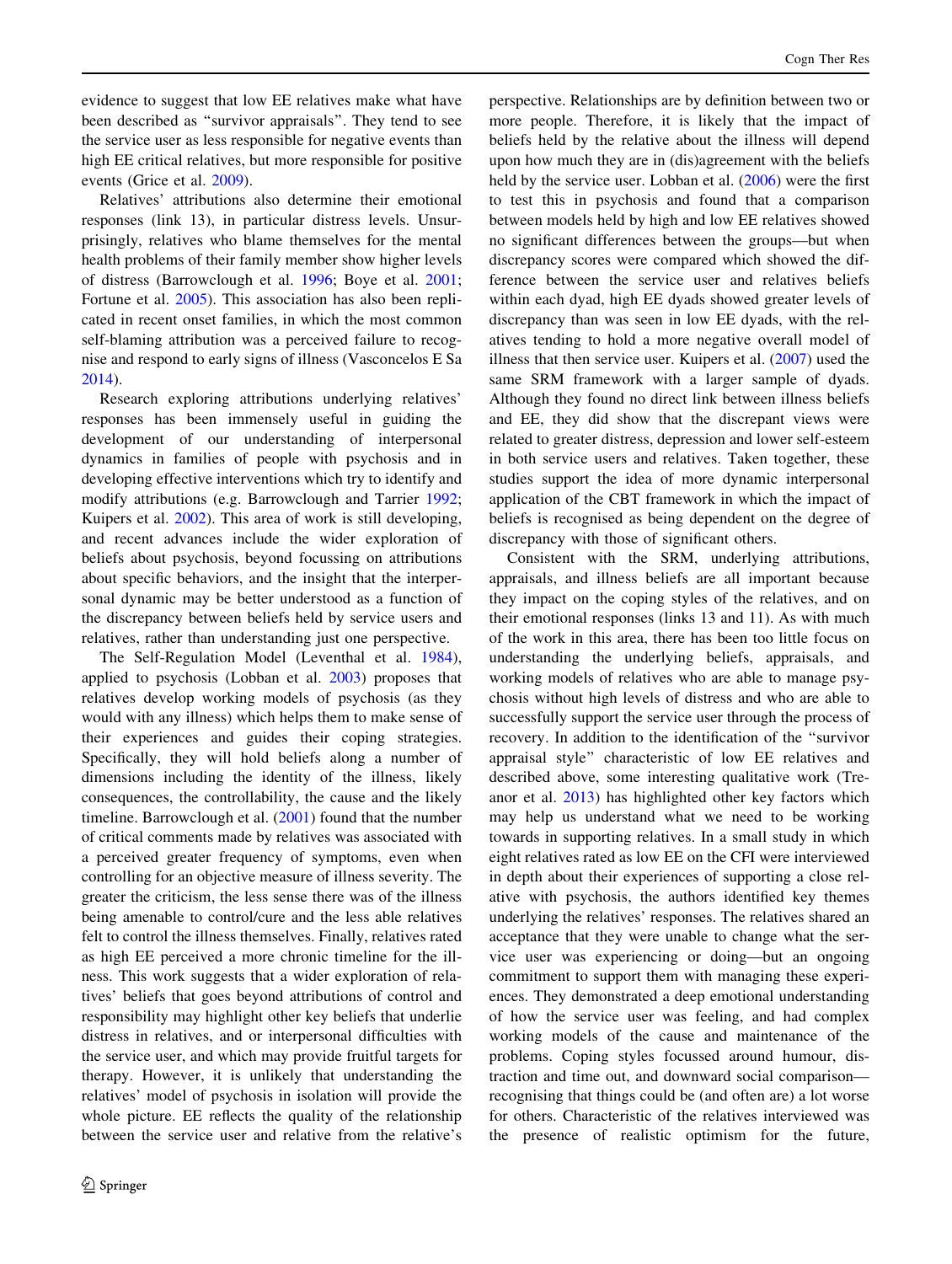evidence to suggest that low EE relatives make what have been described as "survivor appraisals". They tend to see the service user as less responsible for negative events than high EE critical relatives, but more responsible for positive events (Grice et al. 2009).

Relatives' attributions also determine their emotional responses (link 13), in particular distress levels. Unsurprisingly, relatives who blame themselves for the mental health problems of their family member show higher levels of distress (Barrowclough et al. 1996; Boye et al. 2001; Fortune et al. 2005). This association has also been replicated in recent onset families, in which the most common self-blaming attribution was a perceived failure to recognise and respond to early signs of illness (Vasconcelos E Sa 2014).

Research exploring attributions underlying relatives' responses has been immensely useful in guiding the development of our understanding of interpersonal dynamics in families of people with psychosis and in developing effective interventions which try to identify and modify attributions (e.g. Barrowclough and Tarrier 1992; Kuipers et al. 2002). This area of work is still developing, and recent advances include the wider exploration of beliefs about psychosis, beyond focussing on attributions about specific behaviors, and the insight that the interpersonal dynamic may be better understood as a function of the discrepancy between beliefs held by service users and relatives, rather than understanding just one perspective.

The Self-Regulation Model (Leventhal et al. 1984), applied to psychosis (Lobban et al. 2003) proposes that relatives develop working models of psychosis (as they would with any illness) which helps them to make sense of their experiences and guides their coping strategies. Specifically, they will hold beliefs along a number of dimensions including the identity of the illness, likely consequences, the controllability, the cause and the likely timeline. Barrowclough et al. (2001) found that the number of critical comments made by relatives was associated with a perceived greater frequency of symptoms, even when controlling for an objective measure of illness severity. The greater the criticism, the less sense there was of the illness being amenable to control/cure and the less able relatives felt to control the illness themselves. Finally, relatives rated as high EE perceived a more chronic timeline for the illness. This work suggests that a wider exploration of relatives' beliefs that goes beyond attributions of control and responsibility may highlight other key beliefs that underlie distress in relatives, and or interpersonal difficulties with the service user, and which may provide fruitful targets for therapy. However, it is unlikely that understanding the relatives' model of psychosis in isolation will provide the whole picture. EE reflects the quality of the relationship between the service user and relative from the relative's perspective. Relationships are by definition between two or more people. Therefore, it is likely that the impact of beliefs held by the relative about the illness will depend upon how much they are in (dis)agreement with the beliefs held by the service user. Lobban et al. (2006) were the first to test this in psychosis and found that a comparison between models held by high and low EE relatives showed no significant differences between the groups—but when discrepancy scores were compared which showed the difference between the service user and relatives beliefs within each dyad, high EE dyads showed greater levels of discrepancy than was seen in low EE dyads, with the relatives tending to hold a more negative overall model of illness that then service user. Kuipers et al. (2007) used the same SRM framework with a larger sample of dyads. Although they found no direct link between illness beliefs and EE, they did show that the discrepant views were related to greater distress, depression and lower self-esteem in both service users and relatives. Taken together, these studies support the idea of more dynamic interpersonal application of the CBT framework in which the impact of beliefs is recognised as being dependent on the degree of discrepancy with those of significant others.

Consistent with the SRM, underlying attributions, appraisals, and illness beliefs are all important because they impact on the coping styles of the relatives, and on their emotional responses (links 13 and 11). As with much of the work in this area, there has been too little focus on understanding the underlying beliefs, appraisals, and working models of relatives who are able to manage psychosis without high levels of distress and who are able to successfully support the service user through the process of recovery. In addition to the identification of the "survivor appraisal style" characteristic of low EE relatives and described above, some interesting qualitative work (Treanor et al. 2013) has highlighted other key factors which may help us understand what we need to be working towards in supporting relatives. In a small study in which eight relatives rated as low EE on the CFI were interviewed in depth about their experiences of supporting a close relative with psychosis, the authors identified key themes underlying the relatives' responses. The relatives shared an acceptance that they were unable to change what the service user was experiencing or doing—but an ongoing commitment to support them with managing these experiences. They demonstrated a deep emotional understanding of how the service user was feeling, and had complex working models of the cause and maintenance of the problems. Coping styles focussed around humour, distraction and time out, and downward social comparison—recognising that things could be (and often are) a lot worse for others. Characteristic of the relatives interviewed was the presence of realistic optimism for the future,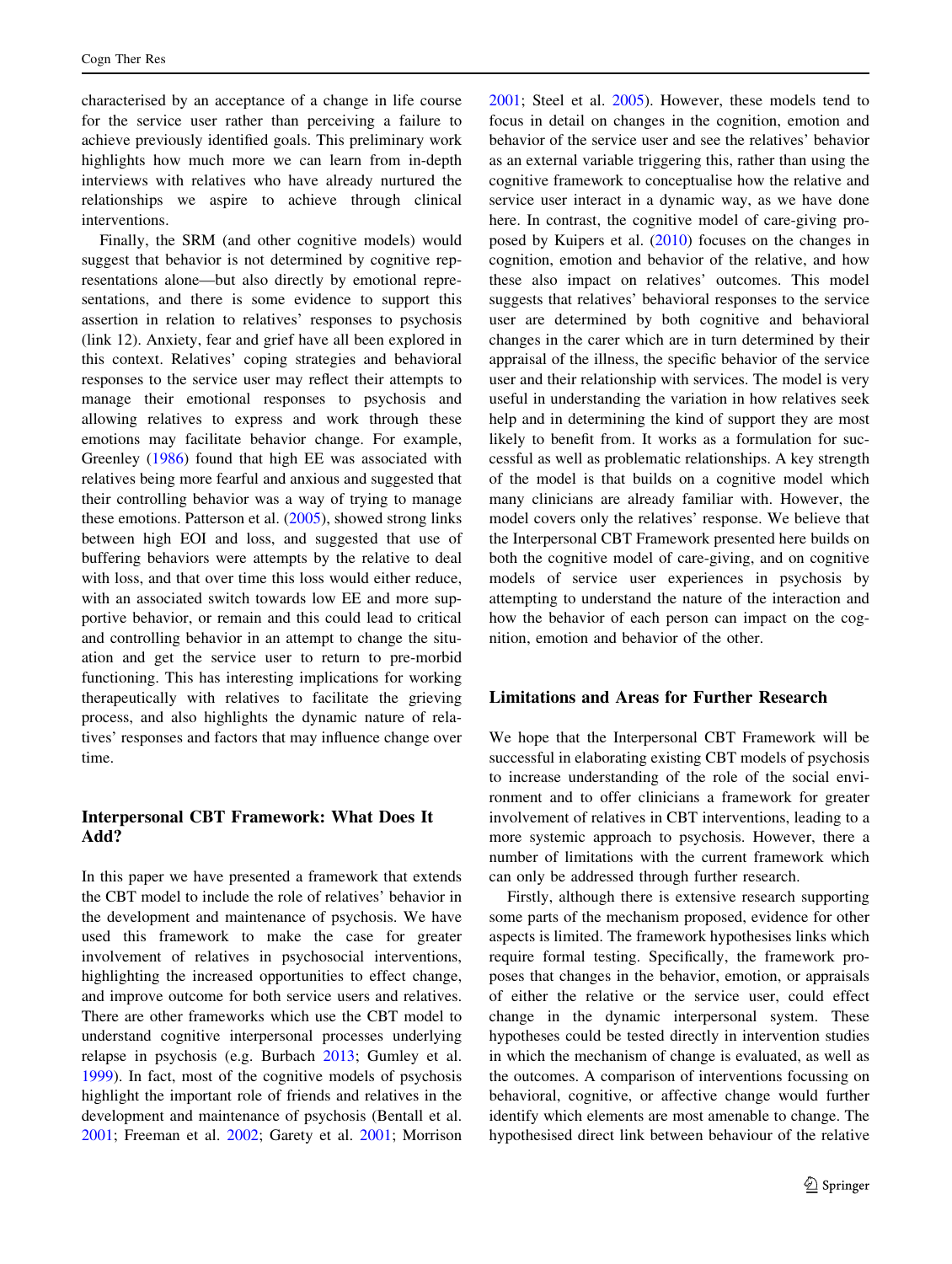characterised by an acceptance of a change in life course for the service user rather than perceiving a failure to achieve previously identified goals. This preliminary work highlights how much more we can learn from in-depth interviews with relatives who have already nurtured the relationships we aspire to achieve through clinical interventions.

Finally, the SRM (and other cognitive models) would suggest that behavior is not determined by cognitive representations alone—but also directly by emotional representations, and there is some evidence to support this assertion in relation to relatives' responses to psychosis (link 12). Anxiety, fear and grief have all been explored in this context. Relatives' coping strategies and behavioral responses to the service user may reflect their attempts to manage their emotional responses to psychosis and allowing relatives to express and work through these emotions may facilitate behavior change. For example, Greenley (1986) found that high EE was associated with relatives being more fearful and anxious and suggested that their controlling behavior was a way of trying to manage these emotions. Patterson et al. (2005), showed strong links between high EOI and loss, and suggested that use of buffering behaviors were attempts by the relative to deal with loss, and that over time this loss would either reduce, with an associated switch towards low EE and more supportive behavior, or remain and this could lead to critical and controlling behavior in an attempt to change the situation and get the service user to return to pre-morbid functioning. This has interesting implications for working therapeutically with relatives to facilitate the grieving process, and also highlights the dynamic nature of relatives' responses and factors that may influence change over time.

## Interpersonal CBT Framework: What Does It Add?

In this paper we have presented a framework that extends the CBT model to include the role of relatives' behavior in the development and maintenance of psychosis. We have used this framework to make the case for greater involvement of relatives in psychosocial interventions, highlighting the increased opportunities to effect change, and improve outcome for both service users and relatives. There are other frameworks which use the CBT model to understand cognitive interpersonal processes underlying relapse in psychosis (e.g. Burbach 2013; Gumley et al. 1999). In fact, most of the cognitive models of psychosis highlight the important role of friends and relatives in the development and maintenance of psychosis (Bentall et al. 2001; Freeman et al. 2002; Garety et al. 2001; Morrison 2001; Steel et al. 2005). However, these models tend to focus in detail on changes in the cognition, emotion and behavior of the service user and see the relatives' behavior as an external variable triggering this, rather than using the cognitive framework to conceptualise how the relative and service user interact in a dynamic way, as we have done here. In contrast, the cognitive model of care-giving proposed by Kuipers et al. (2010) focuses on the changes in cognition, emotion and behavior of the relative, and how these also impact on relatives' outcomes. This model suggests that relatives' behavioral responses to the service user are determined by both cognitive and behavioral changes in the carer which are in turn determined by their appraisal of the illness, the specific behavior of the service user and their relationship with services. The model is very useful in understanding the variation in how relatives seek help and in determining the kind of support they are most likely to benefit from. It works as a formulation for successful as well as problematic relationships. A key strength of the model is that builds on a cognitive model which many clinicians are already familiar with. However, the model covers only the relatives' response. We believe that the Interpersonal CBT Framework presented here builds on both the cognitive model of care-giving, and on cognitive models of service user experiences in psychosis by attempting to understand the nature of the interaction and how the behavior of each person can impact on the cognition, emotion and behavior of the other.

## Limitations and Areas for Further Research

We hope that the Interpersonal CBT Framework will be successful in elaborating existing CBT models of psychosis to increase understanding of the role of the social environment and to offer clinicians a framework for greater involvement of relatives in CBT interventions, leading to a more systemic approach to psychosis. However, there a number of limitations with the current framework which can only be addressed through further research.

Firstly, although there is extensive research supporting some parts of the mechanism proposed, evidence for other aspects is limited. The framework hypothesises links which require formal testing. Specifically, the framework proposes that changes in the behavior, emotion, or appraisals of either the relative or the service user, could effect change in the dynamic interpersonal system. These hypotheses could be tested directly in intervention studies in which the mechanism of change is evaluated, as well as the outcomes. A comparison of interventions focussing on behavioral, cognitive, or affective change would further identify which elements are most amenable to change. The hypothesised direct link between behaviour of the relative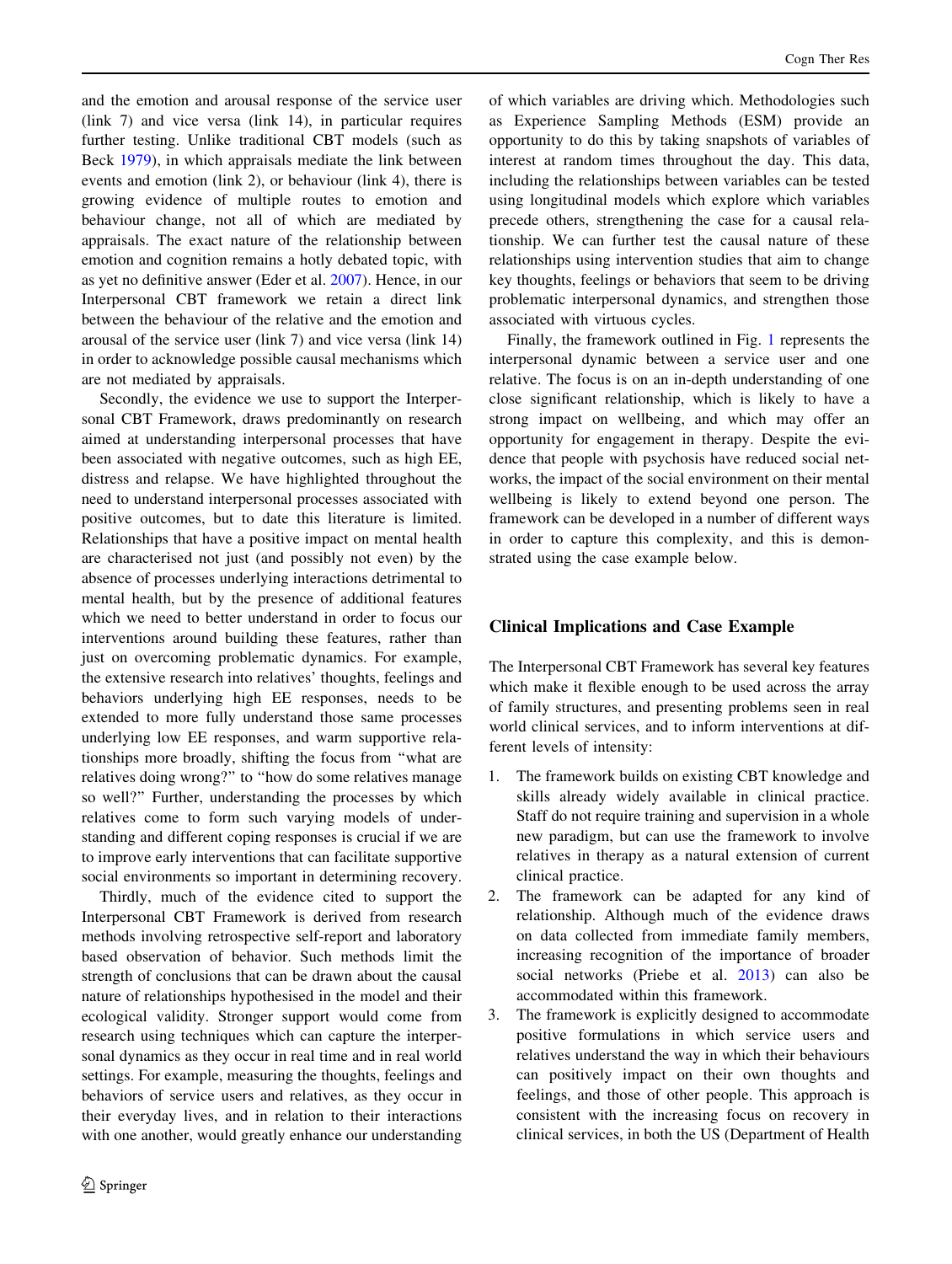and the emotion and arousal response of the service user (link 7) and vice versa (link 14), in particular requires further testing. Unlike traditional CBT models (such as Beck 1979), in which appraisals mediate the link between events and emotion (link 2), or behaviour (link 4), there is growing evidence of multiple routes to emotion and behaviour change, not all of which are mediated by appraisals. The exact nature of the relationship between emotion and cognition remains a hotly debated topic, with as yet no definitive answer (Eder et al. 2007). Hence, in our Interpersonal CBT framework we retain a direct link between the behaviour of the relative and the emotion and arousal of the service user (link 7) and vice versa (link 14) in order to acknowledge possible causal mechanisms which are not mediated by appraisals.

Secondly, the evidence we use to support the Interpersonal CBT Framework, draws predominantly on research aimed at understanding interpersonal processes that have been associated with negative outcomes, such as high EE, distress and relapse. We have highlighted throughout the need to understand interpersonal processes associated with positive outcomes, but to date this literature is limited. Relationships that have a positive impact on mental health are characterised not just (and possibly not even) by the absence of processes underlying interactions detrimental to mental health, but by the presence of additional features which we need to better understand in order to focus our interventions around building these features, rather than just on overcoming problematic dynamics. For example, the extensive research into relatives' thoughts, feelings and behaviors underlying high EE responses, needs to be extended to more fully understand those same processes underlying low EE responses, and warm supportive relationships more broadly, shifting the focus from "what are relatives doing wrong?" to "how do some relatives manage so well?" Further, understanding the processes by which relatives come to form such varying models of understanding and different coping responses is crucial if we are to improve early interventions that can facilitate supportive social environments so important in determining recovery.

Thirdly, much of the evidence cited to support the Interpersonal CBT Framework is derived from research methods involving retrospective self-report and laboratory based observation of behavior. Such methods limit the strength of conclusions that can be drawn about the causal nature of relationships hypothesised in the model and their ecological validity. Stronger support would come from research using techniques which can capture the interpersonal dynamics as they occur in real time and in real world settings. For example, measuring the thoughts, feelings and behaviors of service users and relatives, as they occur in their everyday lives, and in relation to their interactions with one another, would greatly enhance our understanding of which variables are driving which. Methodologies such as Experience Sampling Methods (ESM) provide an opportunity to do this by taking snapshots of variables of interest at random times throughout the day. This data, including the relationships between variables can be tested using longitudinal models which explore which variables precede others, strengthening the case for a causal relationship. We can further test the causal nature of these relationships using intervention studies that aim to change key thoughts, feelings or behaviors that seem to be driving problematic interpersonal dynamics, and strengthen those associated with virtuous cycles.

Finally, the framework outlined in Fig. 1 represents the interpersonal dynamic between a service user and one relative. The focus is on an in-depth understanding of one close significant relationship, which is likely to have a strong impact on wellbeing, and which may offer an opportunity for engagement in therapy. Despite the evidence that people with psychosis have reduced social networks, the impact of the social environment on their mental wellbeing is likely to extend beyond one person. The framework can be developed in a number of different ways in order to capture this complexity, and this is demonstrated using the case example below.

## Clinical Implications and Case Example

The Interpersonal CBT Framework has several key features which make it flexible enough to be used across the array of family structures, and presenting problems seen in real world clinical services, and to inform interventions at different levels of intensity:

1. The framework builds on existing CBT knowledge and skills already widely available in clinical practice. Staff do not require training and supervision in a whole new paradigm, but can use the framework to involve relatives in therapy as a natural extension of current clinical practice.
2. The framework can be adapted for any kind of relationship. Although much of the evidence draws on data collected from immediate family members, increasing recognition of the importance of broader social networks (Priebe et al. 2013) can also be accommodated within this framework.
3. The framework is explicitly designed to accommodate positive formulations in which service users and relatives understand the way in which their behaviours can positively impact on their own thoughts and feelings, and those of other people. This approach is consistent with the increasing focus on recovery in clinical services, in both the US (Department of Health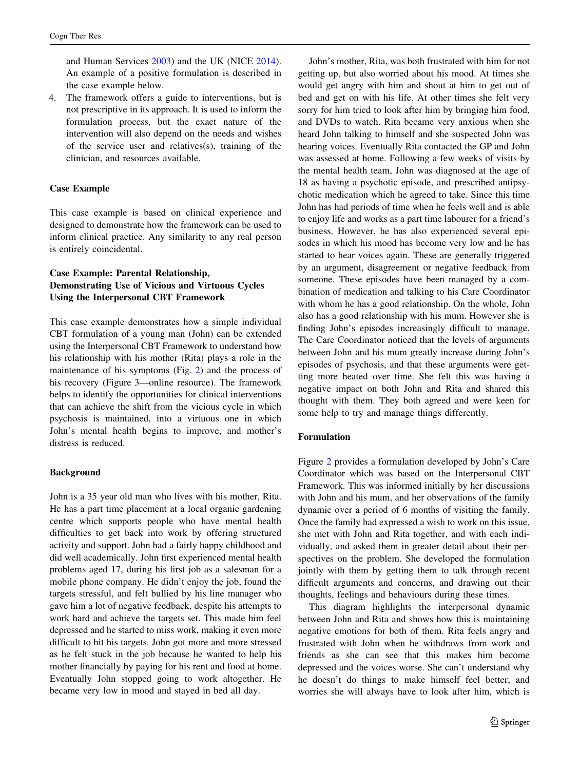and Human Services 2003) and the UK (NICE 2014). An example of a positive formulation is described in the case example below.

4. The framework offers a guide to interventions, but is not prescriptive in its approach. It is used to inform the formulation process, but the exact nature of the intervention will also depend on the needs and wishes of the service user and relatives(s), training of the clinician, and resources available.

## Case Example

This case example is based on clinical experience and designed to demonstrate how the framework can be used to inform clinical practice. Any similarity to any real person is entirely coincidental.

### Case Example: Parental Relationship, Demonstrating Use of Vicious and Virtuous Cycles Using the Interpersonal CBT Framework

This case example demonstrates how a simple individual CBT formulation of a young man (John) can be extended using the Interpersonal CBT Framework to understand how his relationship with his mother (Rita) plays a role in the maintenance of his symptoms (Fig. 2) and the process of his recovery (Figure 3—online resource). The framework helps to identify the opportunities for clinical interventions that can achieve the shift from the vicious cycle in which psychosis is maintained, into a virtuous one in which John's mental health begins to improve, and mother's distress is reduced.

### Background

John is a 35 year old man who lives with his mother, Rita. He has a part time placement at a local organic gardening centre which supports people who have mental health difficulties to get back into work by offering structured activity and support. John had a fairly happy childhood and did well academically. John first experienced mental health problems aged 17, during his first job as a salesman for a mobile phone company. He didn't enjoy the job, found the targets stressful, and felt bullied by his line manager who gave him a lot of negative feedback, despite his attempts to work hard and achieve the targets set. This made him feel depressed and he started to miss work, making it even more difficult to hit his targets. John got more and more stressed as he felt stuck in the job because he wanted to help his mother financially by paying for his rent and food at home. Eventually John stopped going to work altogether. He became very low in mood and stayed in bed all day.

John's mother, Rita, was both frustrated with him for not getting up, but also worried about his mood. At times she would get angry with him and shout at him to get out of bed and get on with his life. At other times she felt very sorry for him tried to look after him by bringing him food, and DVDs to watch. Rita became very anxious when she heard John talking to himself and she suspected John was hearing voices. Eventually Rita contacted the GP and John was assessed at home. Following a few weeks of visits by the mental health team, John was diagnosed at the age of 18 as having a psychotic episode, and prescribed antipsychotic medication which he agreed to take. Since this time John has had periods of time when he feels well and is able to enjoy life and works as a part time labourer for a friend's business. However, he has also experienced several episodes in which his mood has become very low and he has started to hear voices again. These are generally triggered by an argument, disagreement or negative feedback from someone. These episodes have been managed by a combination of medication and talking to his Care Coordinator with whom he has a good relationship. On the whole, John also has a good relationship with his mum. However she is finding John's episodes increasingly difficult to manage. The Care Coordinator noticed that the levels of arguments between John and his mum greatly increase during John's episodes of psychosis, and that these arguments were getting more heated over time. She felt this was having a negative impact on both John and Rita and shared this thought with them. They both agreed and were keen for some help to try and manage things differently.

### Formulation

Figure 2 provides a formulation developed by John's Care Coordinator which was based on the Interpersonal CBT Framework. This was informed initially by her discussions with John and his mum, and her observations of the family dynamic over a period of 6 months of visiting the family. Once the family had expressed a wish to work on this issue, she met with John and Rita together, and with each individually, and asked them in greater detail about their perspectives on the problem. She developed the formulation jointly with them by getting them to talk through recent difficult arguments and concerns, and drawing out their thoughts, feelings and behaviours during these times.

This diagram highlights the interpersonal dynamic between John and Rita and shows how this is maintaining negative emotions for both of them. Rita feels angry and frustrated with John when he withdraws from work and friends as she can see that this makes him become depressed and the voices worse. She can't understand why he doesn't do things to make himself feel better, and worries she will always have to look after him, which is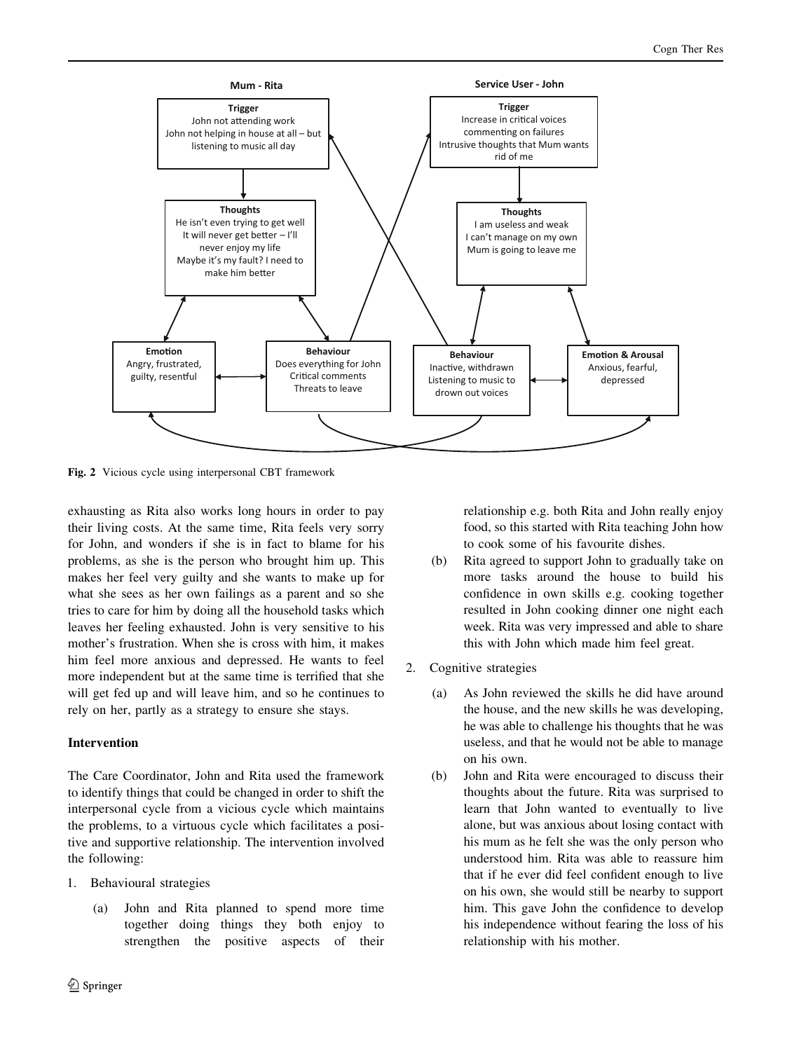**Mum - Rita**

**Trigger**
John not attending work
John not helping in house at all – but listening to music all day

**Thoughts**
He isn't even trying to get well
It will never get better – I'll never enjoy my life
Maybe it's my fault? I need to make him better

**Emotion**
Angry, frustrated, guilty, resentful

**Behaviour**
Does everything for John
Critical comments
Threats to leave

**Service User - John**

**Trigger**
Increase in critical voices commenting on failures
Intrusive thoughts that Mum wants rid of me

**Thoughts**
I am useless and weak
I can't manage on my own
Mum is going to leave me

**Behaviour**
Inactive, withdrawn
Listening to music to drown out voices

**Emotion & Arousal**
Anxious, fearful, depressed

**Fig. 2** Vicious cycle using interpersonal CBT framework

exhausting as Rita also works long hours in order to pay their living costs. At the same time, Rita feels very sorry for John, and wonders if she is in fact to blame for his problems, as she is the person who brought him up. This makes her feel very guilty and she wants to make up for what she sees as her own failings as a parent and so she tries to care for him by doing all the household tasks which leaves her feeling exhausted. John is very sensitive to his mother's frustration. When she is cross with him, it makes him feel more anxious and depressed. He wants to feel more independent but at the same time is terrified that she will get fed up and will leave him, and so he continues to rely on her, partly as a strategy to ensure she stays.

### Intervention

The Care Coordinator, John and Rita used the framework to identify things that could be changed in order to shift the interpersonal cycle from a vicious cycle which maintains the problems, to a virtuous cycle which facilitates a positive and supportive relationship. The intervention involved the following:

1. Behavioural strategies
   (a) John and Rita planned to spend more time together doing things they both enjoy to strengthen the positive aspects of their relationship e.g. both Rita and John really enjoy food, so this started with Rita teaching John how to cook some of his favourite dishes.
   (b) Rita agreed to support John to gradually take on more tasks around the house to build his confidence in own skills e.g. cooking together resulted in John cooking dinner one night each week. Rita was very impressed and able to share this with John which made him feel great.
2. Cognitive strategies
   (a) As John reviewed the skills he did have around the house, and the new skills he was developing, he was able to challenge his thoughts that he was useless, and that he would not be able to manage on his own.
   (b) John and Rita were encouraged to discuss their thoughts about the future. Rita was surprised to learn that John wanted to eventually to live alone, but was anxious about losing contact with his mum as he felt she was the only person who understood him. Rita was able to reassure him that if he ever did feel confident enough to live on his own, she would still be nearby to support him. This gave John the confidence to develop his independence without fearing the loss of his relationship with his mother.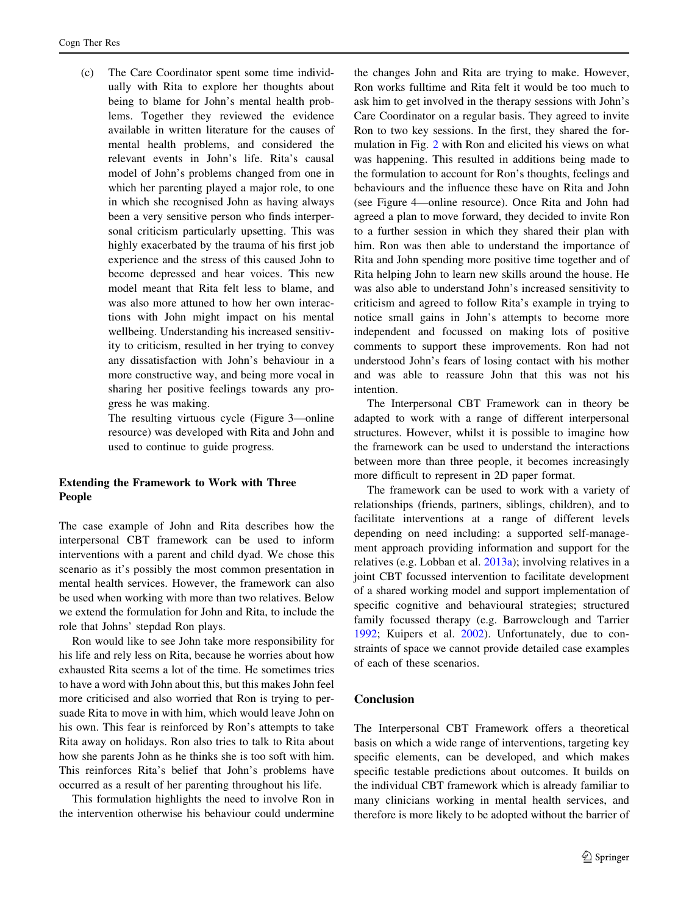(c) The Care Coordinator spent some time individually with Rita to explore her thoughts about being to blame for John's mental health problems. Together they reviewed the evidence available in written literature for the causes of mental health problems, and considered the relevant events in John's life. Rita's causal model of John's problems changed from one in which her parenting played a major role, to one in which she recognised John as having always been a very sensitive person who finds interpersonal criticism particularly upsetting. This was highly exacerbated by the trauma of his first job experience and the stress of this caused John to become depressed and hear voices. This new model meant that Rita felt less to blame, and was also more attuned to how her own interactions with John might impact on his mental wellbeing. Understanding his increased sensitivity to criticism, resulted in her trying to convey any dissatisfaction with John's behaviour in a more constructive way, and being more vocal in sharing her positive feelings towards any progress he was making.

The resulting virtuous cycle (Figure 3—online resource) was developed with Rita and John and used to continue to guide progress.

## Extending the Framework to Work with Three People

The case example of John and Rita describes how the interpersonal CBT framework can be used to inform interventions with a parent and child dyad. We chose this scenario as it's possibly the most common presentation in mental health services. However, the framework can also be used when working with more than two relatives. Below we extend the formulation for John and Rita, to include the role that Johns' stepdad Ron plays.

Ron would like to see John take more responsibility for his life and rely less on Rita, because he worries about how exhausted Rita seems a lot of the time. He sometimes tries to have a word with John about this, but this makes John feel more criticised and also worried that Ron is trying to persuade Rita to move in with him, which would leave John on his own. This fear is reinforced by Ron's attempts to take Rita away on holidays. Ron also tries to talk to Rita about how she parents John as he thinks she is too soft with him. This reinforces Rita's belief that John's problems have occurred as a result of her parenting throughout his life.

This formulation highlights the need to involve Ron in the intervention otherwise his behaviour could undermine the changes John and Rita are trying to make. However, Ron works fulltime and Rita felt it would be too much to ask him to get involved in the therapy sessions with John's Care Coordinator on a regular basis. They agreed to invite Ron to two key sessions. In the first, they shared the formulation in Fig. 2 with Ron and elicited his views on what was happening. This resulted in additions being made to the formulation to account for Ron's thoughts, feelings and behaviours and the influence these have on Rita and John (see Figure 4—online resource). Once Rita and John had agreed a plan to move forward, they decided to invite Ron to a further session in which they shared their plan with him. Ron was then able to understand the importance of Rita and John spending more positive time together and of Rita helping John to learn new skills around the house. He was also able to understand John's increased sensitivity to criticism and agreed to follow Rita's example in trying to notice small gains in John's attempts to become more independent and focussed on making lots of positive comments to support these improvements. Ron had not understood John's fears of losing contact with his mother and was able to reassure John that this was not his intention.

The Interpersonal CBT Framework can in theory be adapted to work with a range of different interpersonal structures. However, whilst it is possible to imagine how the framework can be used to understand the interactions between more than three people, it becomes increasingly more difficult to represent in 2D paper format.

The framework can be used to work with a variety of relationships (friends, partners, siblings, children), and to facilitate interventions at a range of different levels depending on need including: a supported self-management approach providing information and support for the relatives (e.g. Lobban et al. 2013a); involving relatives in a joint CBT focussed intervention to facilitate development of a shared working model and support implementation of specific cognitive and behavioural strategies; structured family focussed therapy (e.g. Barrowclough and Tarrier 1992; Kuipers et al. 2002). Unfortunately, due to constraints of space we cannot provide detailed case examples of each of these scenarios.

## Conclusion

The Interpersonal CBT Framework offers a theoretical basis on which a wide range of interventions, targeting key specific elements, can be developed, and which makes specific testable predictions about outcomes. It builds on the individual CBT framework which is already familiar to many clinicians working in mental health services, and therefore is more likely to be adopted without the barrier of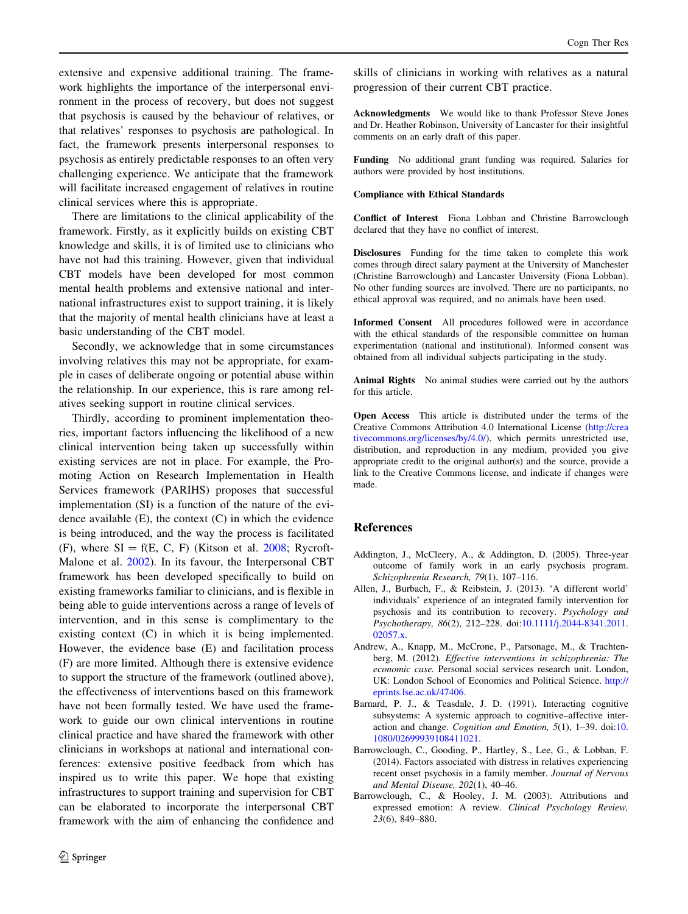extensive and expensive additional training. The framework highlights the importance of the interpersonal environment in the process of recovery, but does not suggest that psychosis is caused by the behaviour of relatives, or that relatives' responses to psychosis are pathological. In fact, the framework presents interpersonal responses to psychosis as entirely predictable responses to an often very challenging experience. We anticipate that the framework will facilitate increased engagement of relatives in routine clinical services where this is appropriate.

There are limitations to the clinical applicability of the framework. Firstly, as it explicitly builds on existing CBT knowledge and skills, it is of limited use to clinicians who have not had this training. However, given that individual CBT models have been developed for most common mental health problems and extensive national and international infrastructures exist to support training, it is likely that the majority of mental health clinicians have at least a basic understanding of the CBT model.

Secondly, we acknowledge that in some circumstances involving relatives this may not be appropriate, for example in cases of deliberate ongoing or potential abuse within the relationship. In our experience, this is rare among relatives seeking support in routine clinical services.

Thirdly, according to prominent implementation theories, important factors influencing the likelihood of a new clinical intervention being taken up successfully within existing services are not in place. For example, the Promoting Action on Research Implementation in Health Services framework (PARIHS) proposes that successful implementation (SI) is a function of the nature of the evidence available (E), the context (C) in which the evidence is being introduced, and the way the process is facilitated (F), where $SI = f(E, C, F)$ (Kitson et al. 2008; Rycroft-Malone et al. 2002). In its favour, the Interpersonal CBT framework has been developed specifically to build on existing frameworks familiar to clinicians, and is flexible in being able to guide interventions across a range of levels of intervention, and in this sense is complimentary to the existing context (C) in which it is being implemented. However, the evidence base (E) and facilitation process (F) are more limited. Although there is extensive evidence to support the structure of the framework (outlined above), the effectiveness of interventions based on this framework have not been formally tested. We have used the framework to guide our own clinical interventions in routine clinical practice and have shared the framework with other clinicians in workshops at national and international conferences: extensive positive feedback from which has inspired us to write this paper. We hope that existing infrastructures to support training and supervision for CBT can be elaborated to incorporate the interpersonal CBT framework with the aim of enhancing the confidence and skills of clinicians in working with relatives as a natural progression of their current CBT practice.

**Acknowledgments** We would like to thank Professor Steve Jones and Dr. Heather Robinson, University of Lancaster for their insightful comments on an early draft of this paper.

**Funding** No additional grant funding was required. Salaries for authors were provided by host institutions.

**Compliance with Ethical Standards**

**Conflict of Interest** Fiona Lobban and Christine Barrowclough declared that they have no conflict of interest.

**Disclosures** Funding for the time taken to complete this work comes through direct salary payment at the University of Manchester (Christine Barrowclough) and Lancaster University (Fiona Lobban). No other funding sources are involved. There are no participants, no ethical approval was required, and no animals have been used.

**Informed Consent** All procedures followed were in accordance with the ethical standards of the responsible committee on human experimentation (national and institutional). Informed consent was obtained from all individual subjects participating in the study.

**Animal Rights** No animal studies were carried out by the authors for this article.

**Open Access** This article is distributed under the terms of the Creative Commons Attribution 4.0 International License (http://creativecommons.org/licenses/by/4.0/), which permits unrestricted use, distribution, and reproduction in any medium, provided you give appropriate credit to the original author(s) and the source, provide a link to the Creative Commons license, and indicate if changes were made.

## References

Addington, J., McCleery, A., & Addington, D. (2005). Three-year outcome of family work in an early psychosis program. *Schizophrenia Research, 79*(1), 107–116.

Allen, J., Burbach, F., & Reibstein, J. (2013). 'A different world' individuals' experience of an integrated family intervention for psychosis and its contribution to recovery. *Psychology and Psychotherapy, 86*(2), 212–228. doi:10.1111/j.2044-8341.2011.02057.x.

Andrew, A., Knapp, M., McCrone, P., Parsonage, M., & Trachtenberg, M. (2012). *Effective interventions in schizophrenia: The economic case.* Personal social services research unit. London, UK: London School of Economics and Political Science. http://eprints.lse.ac.uk/47406.

Barnard, P. J., & Teasdale, J. D. (1991). Interacting cognitive subsystems: A systemic approach to cognitive–affective interaction and change. *Cognition and Emotion, 5*(1), 1–39. doi:10.1080/02699939108411021.

Barrowclough, C., Gooding, P., Hartley, S., Lee, G., & Lobban, F. (2014). Factors associated with distress in relatives experiencing recent onset psychosis in a family member. *Journal of Nervous and Mental Disease, 202*(1), 40–46.

Barrowclough, C., & Hooley, J. M. (2003). Attributions and expressed emotion: A review. *Clinical Psychology Review, 23*(6), 849–880.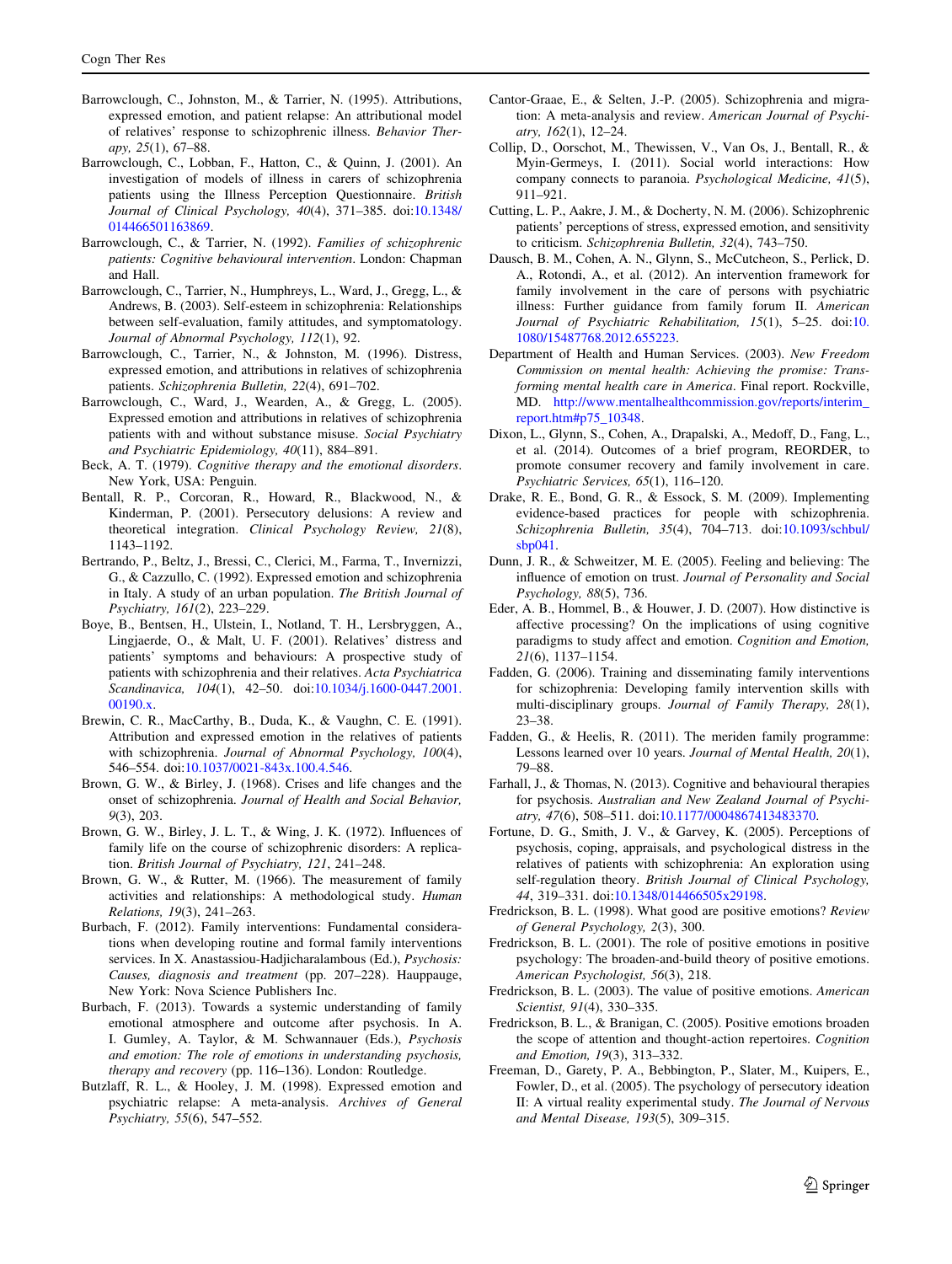Barrowclough, C., Johnston, M., & Tarrier, N. (1995). Attributions, expressed emotion, and patient relapse: An attributional model of relatives' response to schizophrenic illness. *Behavior Therapy, 25*(1), 67–88.

Barrowclough, C., Lobban, F., Hatton, C., & Quinn, J. (2001). An investigation of models of illness in carers of schizophrenia patients using the Illness Perception Questionnaire. *British Journal of Clinical Psychology, 40*(4), 371–385. doi:10.1348/014466501163869.

Barrowclough, C., & Tarrier, N. (1992). *Families of schizophrenic patients: Cognitive behavioural intervention*. London: Chapman and Hall.

Barrowclough, C., Tarrier, N., Humphreys, L., Ward, J., Gregg, L., & Andrews, B. (2003). Self-esteem in schizophrenia: Relationships between self-evaluation, family attitudes, and symptomatology. *Journal of Abnormal Psychology, 112*(1), 92.

Barrowclough, C., Tarrier, N., & Johnston, M. (1996). Distress, expressed emotion, and attributions in relatives of schizophrenia patients. *Schizophrenia Bulletin, 22*(4), 691–702.

Barrowclough, C., Ward, J., Wearden, A., & Gregg, L. (2005). Expressed emotion and attributions in relatives of schizophrenia patients with and without substance misuse. *Social Psychiatry and Psychiatric Epidemiology, 40*(11), 884–891.

Beck, A. T. (1979). *Cognitive therapy and the emotional disorders*. New York, USA: Penguin.

Bentall, R. P., Corcoran, R., Howard, R., Blackwood, N., & Kinderman, P. (2001). Persecutory delusions: A review and theoretical integration. *Clinical Psychology Review, 21*(8), 1143–1192.

Bertrando, P., Beltz, J., Bressi, C., Clerici, M., Farma, T., Invernizzi, G., & Cazzullo, C. (1992). Expressed emotion and schizophrenia in Italy. A study of an urban population. *The British Journal of Psychiatry, 161*(2), 223–229.

Boye, B., Bentsen, H., Ulstein, I., Notland, T. H., Lersbryggen, A., Lingjaerde, O., & Malt, U. F. (2001). Relatives' distress and patients' symptoms and behaviours: A prospective study of patients with schizophrenia and their relatives. *Acta Psychiatrica Scandinavica, 104*(1), 42–50. doi:10.1034/j.1600-0447.2001.00190.x.

Brewin, C. R., MacCarthy, B., Duda, K., & Vaughn, C. E. (1991). Attribution and expressed emotion in the relatives of patients with schizophrenia. *Journal of Abnormal Psychology, 100*(4), 546–554. doi:10.1037/0021-843x.100.4.546.

Brown, G. W., & Birley, J. (1968). Crises and life changes and the onset of schizophrenia. *Journal of Health and Social Behavior, 9*(3), 203.

Brown, G. W., Birley, J. L. T., & Wing, J. K. (1972). Influences of family life on the course of schizophrenic disorders: A replication. *British Journal of Psychiatry, 121*, 241–248.

Brown, G. W., & Rutter, M. (1966). The measurement of family activities and relationships: A methodological study. *Human Relations, 19*(3), 241–263.

Burbach, F. (2012). Family interventions: Fundamental considerations when developing routine and formal family interventions services. In X. Anastassiou-Hadjicharalambous (Ed.), *Psychosis: Causes, diagnosis and treatment* (pp. 207–228). Hauppauge, New York: Nova Science Publishers Inc.

Burbach, F. (2013). Towards a systemic understanding of family emotional atmosphere and outcome after psychosis. In A. I. Gumley, A. Taylor, & M. Schwannauer (Eds.), *Psychosis and emotion: The role of emotions in understanding psychosis, therapy and recovery* (pp. 116–136). London: Routledge.

Butzlaff, R. L., & Hooley, J. M. (1998). Expressed emotion and psychiatric relapse: A meta-analysis. *Archives of General Psychiatry, 55*(6), 547–552.

Cantor-Graae, E., & Selten, J.-P. (2005). Schizophrenia and migration: A meta-analysis and review. *American Journal of Psychiatry, 162*(1), 12–24.

Collip, D., Oorschot, M., Thewissen, V., Van Os, J., Bentall, R., & Myin-Germeys, I. (2011). Social world interactions: How company connects to paranoia. *Psychological Medicine, 41*(5), 911–921.

Cutting, L. P., Aakre, J. M., & Docherty, N. M. (2006). Schizophrenic patients' perceptions of stress, expressed emotion, and sensitivity to criticism. *Schizophrenia Bulletin, 32*(4), 743–750.

Dausch, B. M., Cohen, A. N., Glynn, S., McCutcheon, S., Perlick, D. A., Rotondi, A., et al. (2012). An intervention framework for family involvement in the care of persons with psychiatric illness: Further guidance from family forum II. *American Journal of Psychiatric Rehabilitation, 15*(1), 5–25. doi:10.1080/15487768.2012.655223.

Department of Health and Human Services. (2003). *New Freedom Commission on mental health: Achieving the promise: Transforming mental health care in America*. Final report. Rockville, MD. http://www.mentalhealthcommission.gov/reports/interim_report.htm#p75_10348.

Dixon, L., Glynn, S., Cohen, A., Drapalski, A., Medoff, D., Fang, L., et al. (2014). Outcomes of a brief program, REORDER, to promote consumer recovery and family involvement in care. *Psychiatric Services, 65*(1), 116–120.

Drake, R. E., Bond, G. R., & Essock, S. M. (2009). Implementing evidence-based practices for people with schizophrenia. *Schizophrenia Bulletin, 35*(4), 704–713. doi:10.1093/schbul/sbp041.

Dunn, J. R., & Schweitzer, M. E. (2005). Feeling and believing: The influence of emotion on trust. *Journal of Personality and Social Psychology, 88*(5), 736.

Eder, A. B., Hommel, B., & Houwer, J. D. (2007). How distinctive is affective processing? On the implications of using cognitive paradigms to study affect and emotion. *Cognition and Emotion, 21*(6), 1137–1154.

Fadden, G. (2006). Training and disseminating family interventions for schizophrenia: Developing family intervention skills with multi-disciplinary groups. *Journal of Family Therapy, 28*(1), 23–38.

Fadden, G., & Heelis, R. (2011). The meriden family programme: Lessons learned over 10 years. *Journal of Mental Health, 20*(1), 79–88.

Farhall, J., & Thomas, N. (2013). Cognitive and behavioural therapies for psychosis. *Australian and New Zealand Journal of Psychiatry, 47*(6), 508–511. doi:10.1177/0004867413483370.

Fortune, D. G., Smith, J. V., & Garvey, K. (2005). Perceptions of psychosis, coping, appraisals, and psychological distress in the relatives of patients with schizophrenia: An exploration using self-regulation theory. *British Journal of Clinical Psychology, 44*, 319–331. doi:10.1348/014466505x29198.

Fredrickson, B. L. (1998). What good are positive emotions? *Review of General Psychology, 2*(3), 300.

Fredrickson, B. L. (2001). The role of positive emotions in positive psychology: The broaden-and-build theory of positive emotions. *American Psychologist, 56*(3), 218.

Fredrickson, B. L. (2003). The value of positive emotions. *American Scientist, 91*(4), 330–335.

Fredrickson, B. L., & Branigan, C. (2005). Positive emotions broaden the scope of attention and thought-action repertoires. *Cognition and Emotion, 19*(3), 313–332.

Freeman, D., Garety, P. A., Bebbington, P., Slater, M., Kuipers, E., Fowler, D., et al. (2005). The psychology of persecutory ideation II: A virtual reality experimental study. *The Journal of Nervous and Mental Disease, 193*(5), 309–315.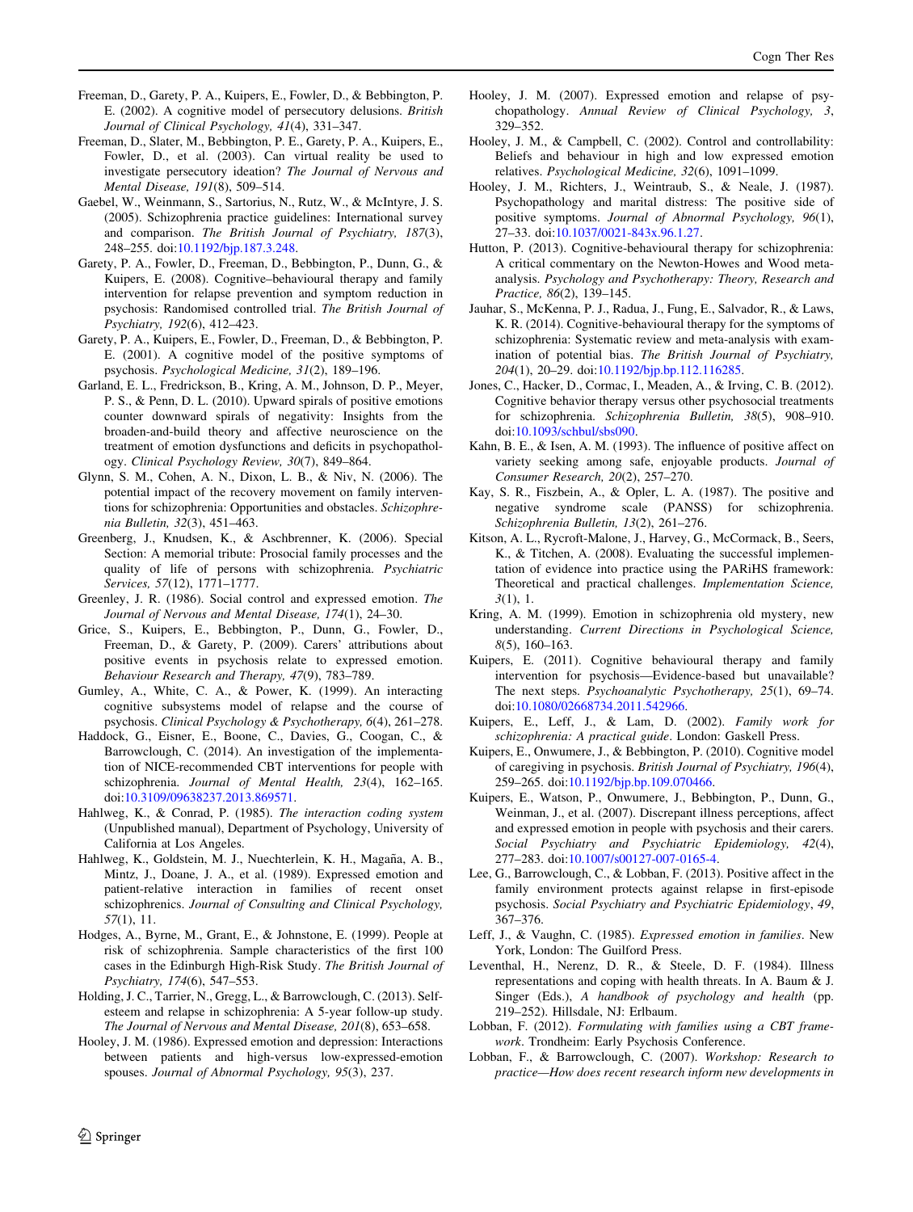Freeman, D., Garety, P. A., Kuipers, E., Fowler, D., & Bebbington, P. E. (2002). A cognitive model of persecutory delusions. *British Journal of Clinical Psychology, 41*(4), 331–347.

Freeman, D., Slater, M., Bebbington, P. E., Garety, P. A., Kuipers, E., Fowler, D., et al. (2003). Can virtual reality be used to investigate persecutory ideation? *The Journal of Nervous and Mental Disease, 191*(8), 509–514.

Gaebel, W., Weinmann, S., Sartorius, N., Rutz, W., & McIntyre, J. S. (2005). Schizophrenia practice guidelines: International survey and comparison. *The British Journal of Psychiatry, 187*(3), 248–255. doi:10.1192/bjp.187.3.248.

Garety, P. A., Fowler, D. G., Freeman, D., Bebbington, P., Dunn, G., & Kuipers, E. (2008). Cognitive–behavioural therapy and family intervention for relapse prevention and symptom reduction in psychosis: Randomised controlled trial. *The British Journal of Psychiatry, 192*(6), 412–423.

Garety, P. A., Kuipers, E., Fowler, D., Freeman, D., & Bebbington, P. E. (2001). A cognitive model of the positive symptoms of psychosis. *Psychological Medicine, 31*(2), 189–196.

Garland, E. L., Fredrickson, B., Kring, A. M., Johnson, D. P., Meyer, P. S., & Penn, D. L. (2010). Upward spirals of positive emotions counter downward spirals of negativity: Insights from the broaden-and-build theory and affective neuroscience on the treatment of emotion dysfunctions and deficits in psychopathology. *Clinical Psychology Review, 30*(7), 849–864.

Glynn, S. M., Cohen, A. N., Dixon, L. B., & Niv, N. (2006). The potential impact of the recovery movement on family interventions for schizophrenia: Opportunities and obstacles. *Schizophrenia Bulletin, 32*(3), 451–463.

Greenberg, J., Knudsen, K., & Aschbrenner, K. (2006). Special Section: A memorial tribute: Prosocial family processes and the quality of life of persons with schizophrenia. *Psychiatric Services, 57*(12), 1771–1777.

Greenley, J. R. (1986). Social control and expressed emotion. *The Journal of Nervous and Mental Disease, 174*(1), 24–30.

Grice, S., Kuipers, E., Bebbington, P., Dunn, G., Fowler, D., Freeman, D., & Garety, P. (2009). Carers' attributions about positive events in psychosis relate to expressed emotion. *Behaviour Research and Therapy, 47*(9), 783–789.

Gumley, A., White, C. A., & Power, K. (1999). An interacting cognitive subsystems model of relapse and the course of psychosis. *Clinical Psychology & Psychotherapy, 6*(4), 261–278.

Haddock, G., Eisner, E., Boone, C., Davies, G., Coogan, C., & Barrowclough, C. (2014). An investigation of the implementation of NICE-recommended CBT interventions for people with schizophrenia. *Journal of Mental Health, 23*(4), 162–165. doi:10.3109/09638237.2013.869571.

Hahlweg, K., & Conrad, P. (1985). *The interaction coding system* (Unpublished manual), Department of Psychology, University of California at Los Angeles.

Hahlweg, K., Goldstein, M. J., Nuechterlein, K. H., Magaña, A. B., Mintz, J., Doane, J. A., et al. (1989). Expressed emotion and patient-relative interaction in families of recent onset schizophrenics. *Journal of Consulting and Clinical Psychology, 57*(1), 11.

Hodges, A., Byrne, M., Grant, E., & Johnstone, E. (1999). People at risk of schizophrenia. Sample characteristics of the first 100 cases in the Edinburgh High-Risk Study. *The British Journal of Psychiatry, 174*(6), 547–553.

Holding, J. C., Tarrier, N., Gregg, L., & Barrowclough, C. (2013). Self-esteem and relapse in schizophrenia: A 5-year follow-up study. *The Journal of Nervous and Mental Disease, 201*(8), 653–658.

Hooley, J. M. (1986). Expressed emotion and depression: Interactions between patients and high-versus low-expressed-emotion spouses. *Journal of Abnormal Psychology, 95*(3), 237.

Hooley, J. M. (2007). Expressed emotion and relapse of psychopathology. *Annual Review of Clinical Psychology, 3*, 329–352.

Hooley, J. M., & Campbell, C. (2002). Control and controllability: Beliefs and behaviour in high and low expressed emotion relatives. *Psychological Medicine, 32*(6), 1091–1099.

Hooley, J. M., Richters, J., Weintraub, S., & Neale, J. (1987). Psychopathology and marital distress: The positive side of positive symptoms. *Journal of Abnormal Psychology, 96*(1), 27–33. doi:10.1037/0021-843x.96.1.27.

Hutton, P. (2013). Cognitive-behavioural therapy for schizophrenia: A critical commentary on the Newton-Howes and Wood meta-analysis. *Psychology and Psychotherapy: Theory, Research and Practice, 86*(2), 139–145.

Jauhar, S., McKenna, P. J., Radua, J., Fung, E., Salvador, R., & Laws, K. R. (2014). Cognitive-behavioural therapy for the symptoms of schizophrenia: Systematic review and meta-analysis with examination of potential bias. *The British Journal of Psychiatry, 204*(1), 20–29. doi:10.1192/bjp.bp.112.116285.

Jones, C., Hacker, D., Cormac, I., Meaden, A., & Irving, C. B. (2012). Cognitive behavior therapy versus other psychosocial treatments for schizophrenia. *Schizophrenia Bulletin, 38*(5), 908–910. doi:10.1093/schbul/sbs090.

Kahn, B. E., & Isen, A. M. (1993). The influence of positive affect on variety seeking among safe, enjoyable products. *Journal of Consumer Research, 20*(2), 257–270.

Kay, S. R., Fiszbein, A., & Opler, L. A. (1987). The positive and negative syndrome scale (PANSS) for schizophrenia. *Schizophrenia Bulletin, 13*(2), 261–276.

Kitson, A. L., Rycroft-Malone, J., Harvey, G., McCormack, B., Seers, K., & Titchen, A. (2008). Evaluating the successful implementation of evidence into practice using the PARiHS framework: Theoretical and practical challenges. *Implementation Science, 3*(1), 1.

Kring, A. M. (1999). Emotion in schizophrenia old mystery, new understanding. *Current Directions in Psychological Science, 8*(5), 160–163.

Kuipers, E. (2011). Cognitive behavioural therapy and family intervention for psychosis—Evidence-based but unavailable? The next steps. *Psychoanalytic Psychotherapy, 25*(1), 69–74. doi:10.1080/02668734.2011.542966.

Kuipers, E., Leff, J., & Lam, D. (2002). *Family work for schizophrenia: A practical guide*. London: Gaskell Press.

Kuipers, E., Onwumere, J., & Bebbington, P. (2010). Cognitive model of caregiving in psychosis. *British Journal of Psychiatry, 196*(4), 259–265. doi:10.1192/bjp.bp.109.070466.

Kuipers, E., Watson, P., Onwumere, J., Bebbington, P., Dunn, G., Weinman, J., et al. (2007). Discrepant illness perceptions, affect and expressed emotion in people with psychosis and their carers. *Social Psychiatry and Psychiatric Epidemiology, 42*(4), 277–283. doi:10.1007/s00127-007-0165-4.

Lee, G., Barrowclough, C., & Lobban, F. (2013). Positive affect in the family environment protects against relapse in first-episode psychosis. *Social Psychiatry and Psychiatric Epidemiology, 49*, 367–376.

Leff, J., & Vaughn, C. (1985). *Expressed emotion in families*. New York, London: The Guilford Press.

Leventhal, H., Nerenz, D. R., & Steele, D. F. (1984). Illness representations and coping with health threats. In A. Baum & J. Singer (Eds.), *A handbook of psychology and health* (pp. 219–252). Hillsdale, NJ: Erlbaum.

Lobban, F. (2012). *Formulating with families using a CBT framework*. Trondheim: Early Psychosis Conference.

Lobban, F., & Barrowclough, C. (2007). *Workshop: Research to practice—How does recent research inform new developments in*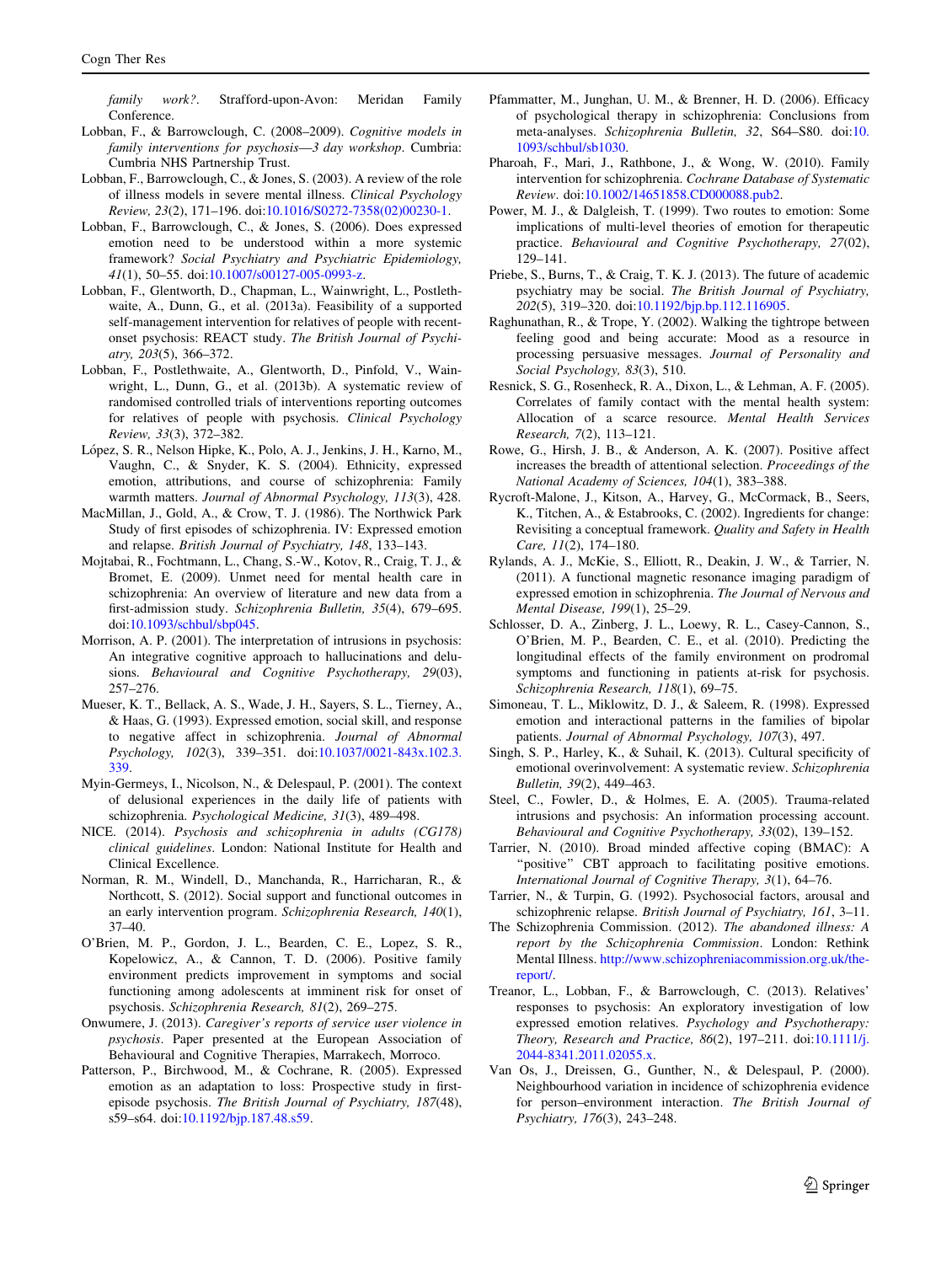*family work?*. Strafford-upon-Avon: Meridan Family Conference.

Lobban, F., & Barrowclough, C. (2008–2009). *Cognitive models in family interventions for psychosis—3 day workshop*. Cumbria: Cumbria NHS Partnership Trust.

Lobban, F., Barrowclough, C., & Jones, S. (2003). A review of the role of illness models in severe mental illness. *Clinical Psychology Review, 23*(2), 171–196. doi:10.1016/S0272-7358(02)00230-1.

Lobban, F., Barrowclough, C., & Jones, S. (2006). Does expressed emotion need to be understood within a more systemic framework? *Social Psychiatry and Psychiatric Epidemiology, 41*(1), 50–55. doi:10.1007/s00127-005-0993-z.

Lobban, F., Glentworth, D., Chapman, L., Wainwright, L., Postlethwaite, A., Dunn, G., et al. (2013a). Feasibility of a supported self-management intervention for relatives of people with recent-onset psychosis: REACT study. *The British Journal of Psychiatry, 203*(5), 366–372.

Lobban, F., Postlethwaite, A., Glentworth, D., Pinfold, V., Wainwright, L., Dunn, G., et al. (2013b). A systematic review of randomised controlled trials of interventions reporting outcomes for relatives of people with psychosis. *Clinical Psychology Review, 33*(3), 372–382.

López, S. R., Nelson Hipke, K., Polo, A. J., Jenkins, J. H., Karno, M., Vaughn, C., & Snyder, K. S. (2004). Ethnicity, expressed emotion, attributions, and course of schizophrenia: Family warmth matters. *Journal of Abnormal Psychology, 113*(3), 428.

MacMillan, J., Gold, A., & Crow, T. J. (1986). The Northwick Park Study of first episodes of schizophrenia. IV: Expressed emotion and relapse. *British Journal of Psychiatry, 148*, 133–143.

Mojtabai, R., Fochtmann, L., Chang, S.-W., Kotov, R., Craig, T. J., & Bromet, E. (2009). Unmet need for mental health care in schizophrenia: An overview of literature and new data from a first-admission study. *Schizophrenia Bulletin, 35*(4), 679–695. doi:10.1093/schbul/sbp045.

Morrison, A. P. (2001). The interpretation of intrusions in psychosis: An integrative cognitive approach to hallucinations and delusions. *Behavioural and Cognitive Psychotherapy, 29*(03), 257–276.

Mueser, K. T., Bellack, A. S., Wade, J. H., Sayers, S. L., Tierney, A., & Haas, G. (1993). Expressed emotion, social skill, and response to negative affect in schizophrenia. *Journal of Abnormal Psychology, 102*(3), 339–351. doi:10.1037/0021-843x.102.3.339.

Myin-Germeys, I., Nicolson, N., & Delespaul, P. (2001). The context of delusional experiences in the daily life of patients with schizophrenia. *Psychological Medicine, 31*(3), 489–498.

NICE. (2014). *Psychosis and schizophrenia in adults (CG178) clinical guidelines*. London: National Institute for Health and Clinical Excellence.

Norman, R. M., Windell, D., Manchanda, R., Harricharan, R., & Northcott, S. (2012). Social support and functional outcomes in an early intervention program. *Schizophrenia Research, 140*(1), 37–40.

O'Brien, M. P., Gordon, J. L., Bearden, C. E., Lopez, S. R., Kopelowicz, A., & Cannon, T. D. (2006). Positive family environment predicts improvement in symptoms and social functioning among adolescents at imminent risk for onset of psychosis. *Schizophrenia Research, 81*(2), 269–275.

Onwumere, J. (2013). *Caregiver's reports of service user violence in psychosis*. Paper presented at the European Association of Behavioural and Cognitive Therapies, Marrakech, Morroco.

Patterson, P., Birchwood, M., & Cochrane, R. (2005). Expressed emotion as an adaptation to loss: Prospective study in first-episode psychosis. *The British Journal of Psychiatry, 187*(48), s59–s64. doi:10.1192/bjp.187.48.s59.

Pfammatter, M., Junghan, U. M., & Brenner, H. D. (2006). Efficacy of psychological therapy in schizophrenia: Conclusions from meta-analyses. *Schizophrenia Bulletin, 32*, S64–S80. doi:10.1093/schbul/sb1030.

Pharoah, F., Mari, J., Rathbone, J., & Wong, W. (2010). Family intervention for schizophrenia. *Cochrane Database of Systematic Review*. doi:10.1002/14651858.CD000088.pub2.

Power, M. J., & Dalgleish, T. (1999). Two routes to emotion: Some implications of multi-level theories of emotion for therapeutic practice. *Behavioural and Cognitive Psychotherapy, 27*(02), 129–141.

Priebe, S., Burns, T., & Craig, T. K. J. (2013). The future of academic psychiatry may be social. *The British Journal of Psychiatry, 202*(5), 319–320. doi:10.1192/bjp.bp.112.116905.

Raghunathan, R., & Trope, Y. (2002). Walking the tightrope between feeling good and being accurate: Mood as a resource in processing persuasive messages. *Journal of Personality and Social Psychology, 83*(3), 510.

Resnick, S. G., Rosenheck, R. A., Dixon, L., & Lehman, A. F. (2005). Correlates of family contact with the mental health system: Allocation of a scarce resource. *Mental Health Services Research, 7*(2), 113–121.

Rowe, G., Hirsh, J. B., & Anderson, A. K. (2007). Positive affect increases the breadth of attentional selection. *Proceedings of the National Academy of Sciences, 104*(1), 383–388.

Rycroft-Malone, J., Kitson, A., Harvey, G., McCormack, B., Seers, K., Titchen, A., & Estabrooks, C. (2002). Ingredients for change: Revisiting a conceptual framework. *Quality and Safety in Health Care, 11*(2), 174–180.

Rylands, A. J., McKie, S., Elliott, R., Deakin, J. W., & Tarrier, N. (2011). A functional magnetic resonance imaging paradigm of expressed emotion in schizophrenia. *The Journal of Nervous and Mental Disease, 199*(1), 25–29.

Schlosser, D. A., Zinberg, J. L., Loewy, R. L., Casey-Cannon, S., O'Brien, M. P., Bearden, C. E., et al. (2010). Predicting the longitudinal effects of the family environment on prodromal symptoms and functioning in patients at-risk for psychosis. *Schizophrenia Research, 118*(1), 69–75.

Simoneau, T. L., Miklowitz, D. J., & Saleem, R. (1998). Expressed emotion and interactional patterns in the families of bipolar patients. *Journal of Abnormal Psychology, 107*(3), 497.

Singh, S. P., Harley, K., & Suhail, K. (2013). Cultural specificity of emotional overinvolvement: A systematic review. *Schizophrenia Bulletin, 39*(2), 449–463.

Steel, C., Fowler, D., & Holmes, E. A. (2005). Trauma-related intrusions and psychosis: An information processing account. *Behavioural and Cognitive Psychotherapy, 33*(02), 139–152.

Tarrier, N. (2010). Broad minded affective coping (BMAC): A "positive" CBT approach to facilitating positive emotions. *International Journal of Cognitive Therapy, 3*(1), 64–76.

Tarrier, N., & Turpin, G. (1992). Psychosocial factors, arousal and schizophrenic relapse. *British Journal of Psychiatry, 161*, 3–11.

The Schizophrenia Commission. (2012). *The abandoned illness: A report by the Schizophrenia Commission*. London: Rethink Mental Illness. http://www.schizophreniacommission.org.uk/the-report/.

Treanor, L., Lobban, F., & Barrowclough, C. (2013). Relatives' responses to psychosis: An exploratory investigation of low expressed emotion relatives. *Psychology and Psychotherapy: Theory, Research and Practice, 86*(2), 197–211. doi:10.1111/j.2044-8341.2011.02055.x.

Van Os, J., Dreissen, G., Gunther, N., & Delespaul, P. (2000). Neighbourhood variation in incidence of schizophrenia evidence for person–environment interaction. *The British Journal of Psychiatry, 176*(3), 243–248.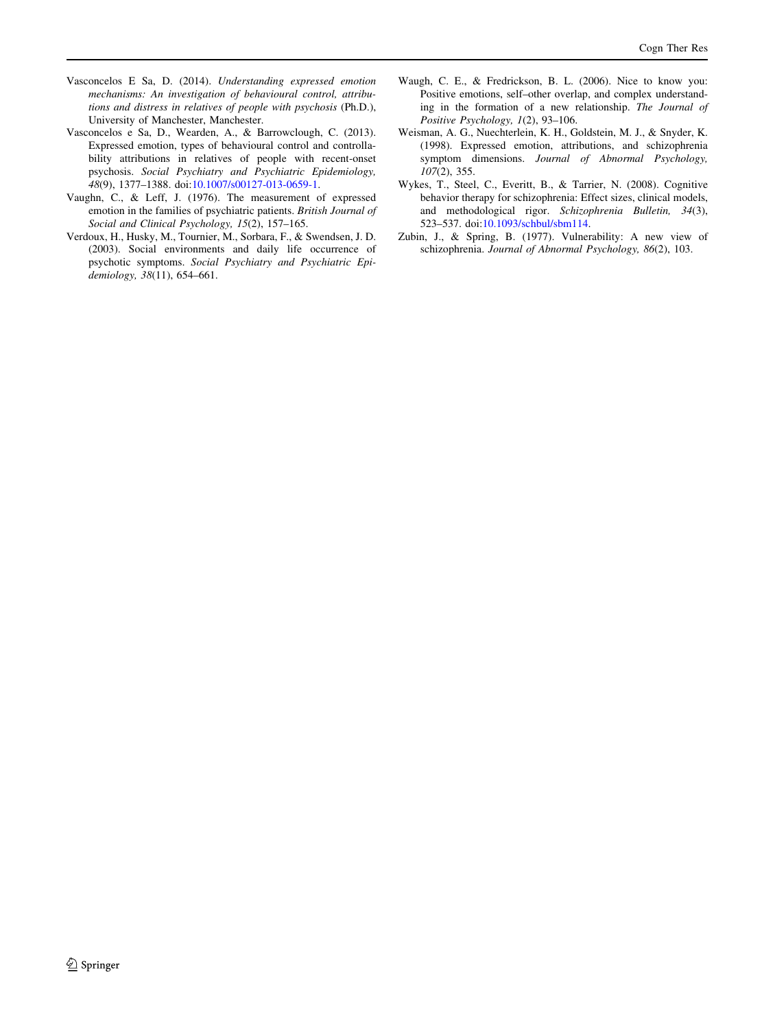Vasconcelos E Sa, D. (2014). *Understanding expressed emotion mechanisms: An investigation of behavioural control, attributions and distress in relatives of people with psychosis* (Ph.D.), University of Manchester, Manchester.

Vasconcelos e Sa, D., Wearden, A., & Barrowclough, C. (2013). Expressed emotion, types of behavioural control and controllability attributions in relatives of people with recent-onset psychosis. *Social Psychiatry and Psychiatric Epidemiology, 48*(9), 1377–1388. doi:10.1007/s00127-013-0659-1.

Vaughn, C., & Leff, J. (1976). The measurement of expressed emotion in the families of psychiatric patients. *British Journal of Social and Clinical Psychology, 15*(2), 157–165.

Verdoux, H., Husky, M., Tournier, M., Sorbara, F., & Swendsen, J. D. (2003). Social environments and daily life occurrence of psychotic symptoms. *Social Psychiatry and Psychiatric Epidemiology, 38*(11), 654–661.

Waugh, C. E., & Fredrickson, B. L. (2006). Nice to know you: Positive emotions, self–other overlap, and complex understanding in the formation of a new relationship. *The Journal of Positive Psychology, 1*(2), 93–106.

Weisman, A. G., Nuechterlein, K. H., Goldstein, M. J., & Snyder, K. (1998). Expressed emotion, attributions, and schizophrenia symptom dimensions. *Journal of Abnormal Psychology, 107*(2), 355.

Wykes, T., Steel, C., Everitt, B., & Tarrier, N. (2008). Cognitive behavior therapy for schizophrenia: Effect sizes, clinical models, and methodological rigor. *Schizophrenia Bulletin, 34*(3), 523–537. doi:10.1093/schbul/sbm114.

Zubin, J., & Spring, B. (1977). Vulnerability: A new view of schizophrenia. *Journal of Abnormal Psychology, 86*(2), 103.